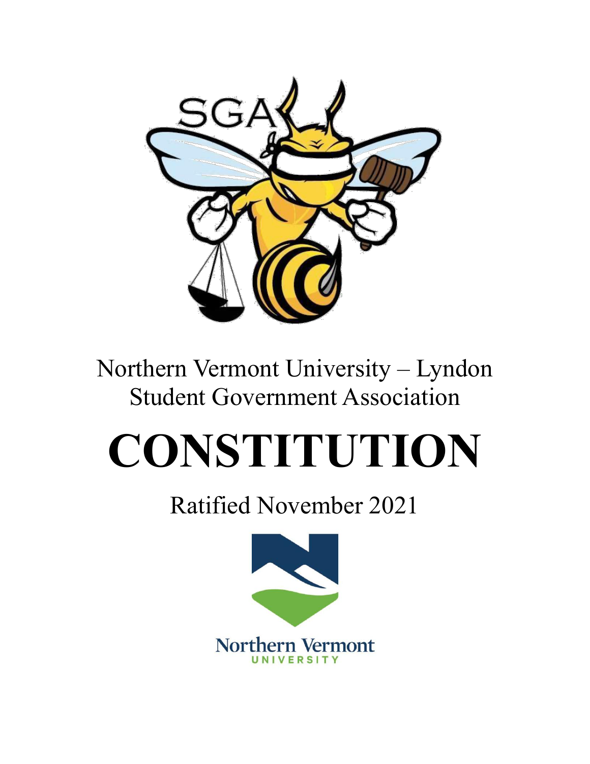Northern Vermont University – Lyndon
Student Government Association

# CONSTITUTION

Ratified November 2021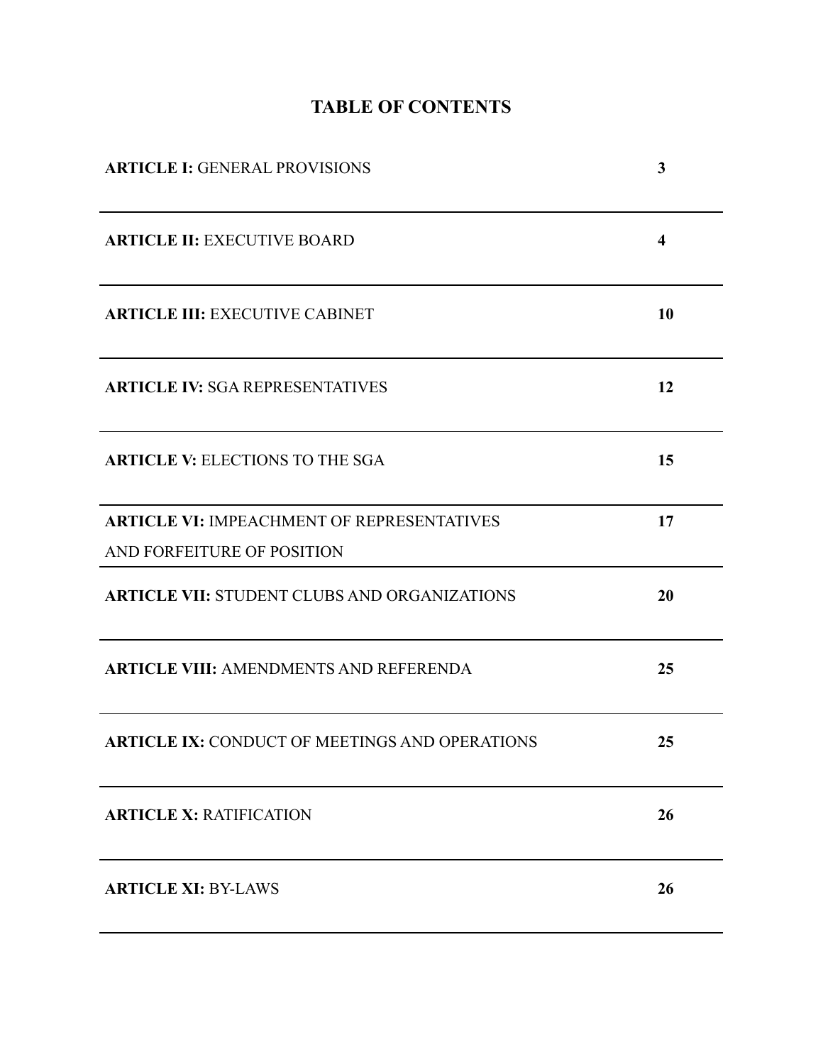# TABLE OF CONTENTS

| | |
|---|---|
| **ARTICLE I:** GENERAL PROVISIONS | **3** |
| **ARTICLE II:** EXECUTIVE BOARD | **4** |
| **ARTICLE III:** EXECUTIVE CABINET | **10** |
| **ARTICLE IV:** SGA REPRESENTATIVES | **12** |
| **ARTICLE V:** ELECTIONS TO THE SGA | **15** |
| **ARTICLE VI:** IMPEACHMENT OF REPRESENTATIVES AND FORFEITURE OF POSITION | **17** |
| **ARTICLE VII:** STUDENT CLUBS AND ORGANIZATIONS | **20** |
| **ARTICLE VIII:** AMENDMENTS AND REFERENDA | **25** |
| **ARTICLE IX:** CONDUCT OF MEETINGS AND OPERATIONS | **25** |
| **ARTICLE X:** RATIFICATION | **26** |
| **ARTICLE XI:** BY-LAWS | **26** |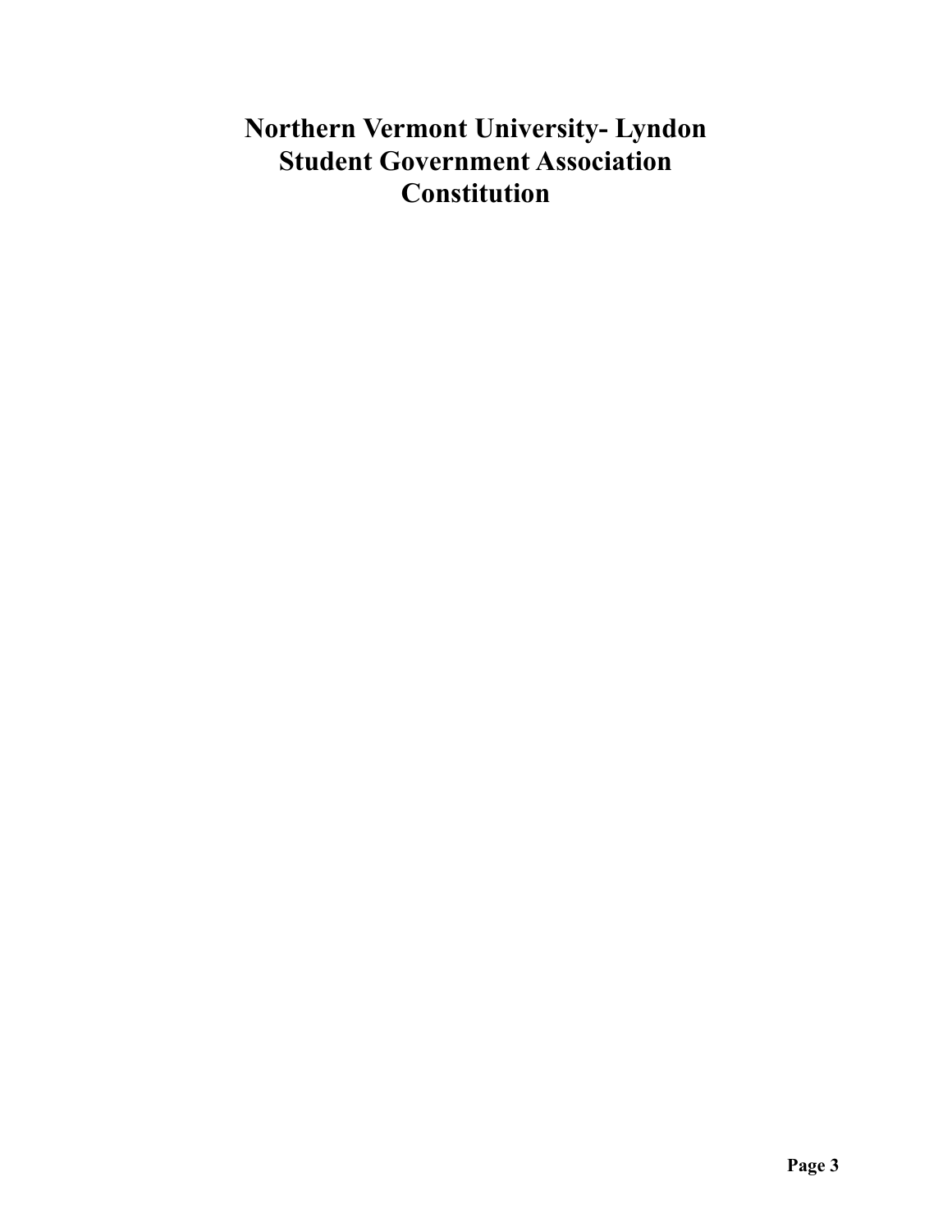# Northern Vermont University- Lyndon
# Student Government Association
# Constitution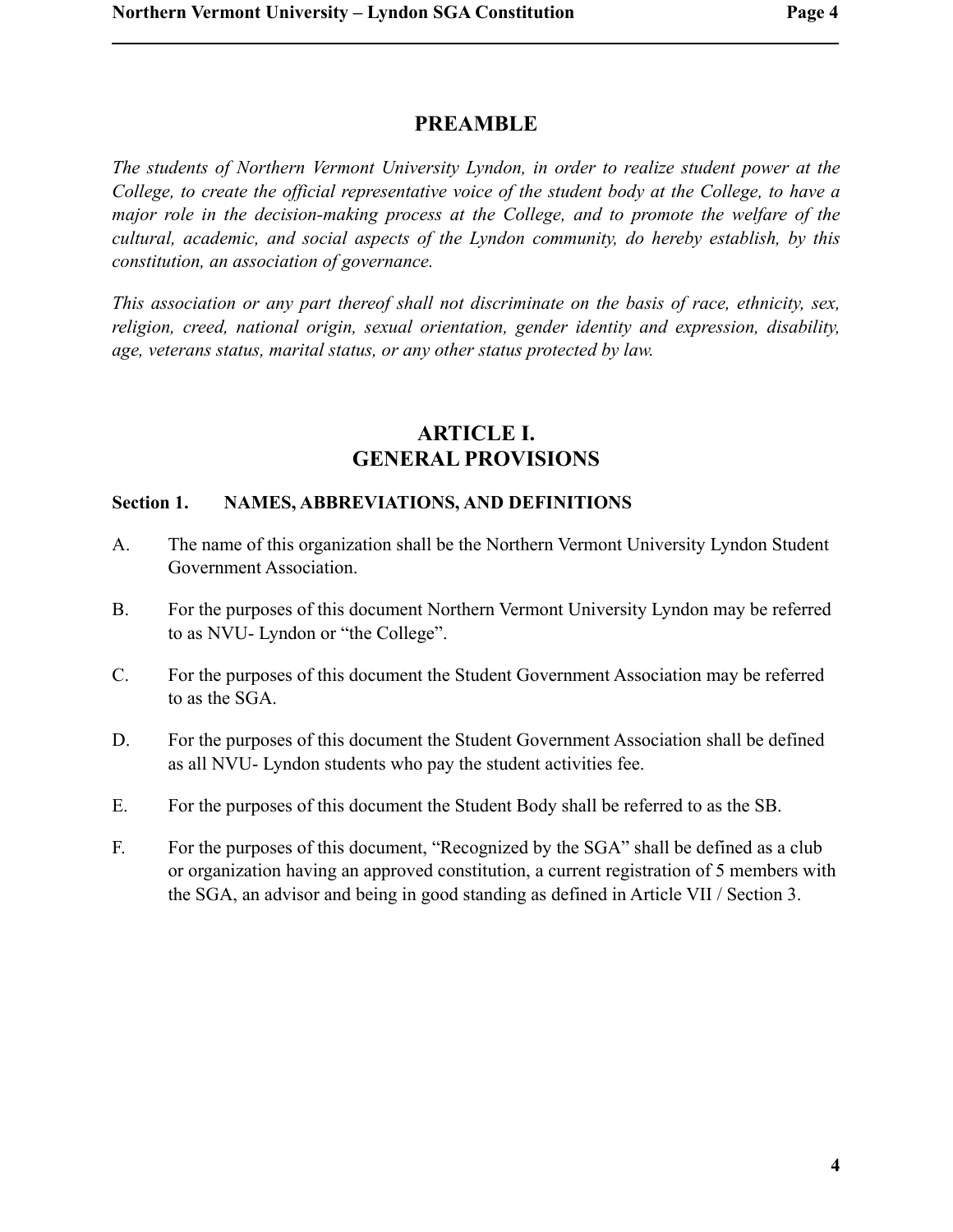# PREAMBLE

*The students of Northern Vermont University Lyndon, in order to realize student power at the College, to create the official representative voice of the student body at the College, to have a major role in the decision-making process at the College, and to promote the welfare of the cultural, academic, and social aspects of the Lyndon community, do hereby establish, by this constitution, an association of governance.*

*This association or any part thereof shall not discriminate on the basis of race, ethnicity, sex, religion, creed, national origin, sexual orientation, gender identity and expression, disability, age, veterans status, marital status, or any other status protected by law.*

# ARTICLE I.
# GENERAL PROVISIONS

### Section 1. NAMES, ABBREVIATIONS, AND DEFINITIONS

A. The name of this organization shall be the Northern Vermont University Lyndon Student Government Association.

B. For the purposes of this document Northern Vermont University Lyndon may be referred to as NVU- Lyndon or "the College".

C. For the purposes of this document the Student Government Association may be referred to as the SGA.

D. For the purposes of this document the Student Government Association shall be defined as all NVU- Lyndon students who pay the student activities fee.

E. For the purposes of this document the Student Body shall be referred to as the SB.

F. For the purposes of this document, "Recognized by the SGA" shall be defined as a club or organization having an approved constitution, a current registration of 5 members with the SGA, an advisor and being in good standing as defined in Article VII / Section 3.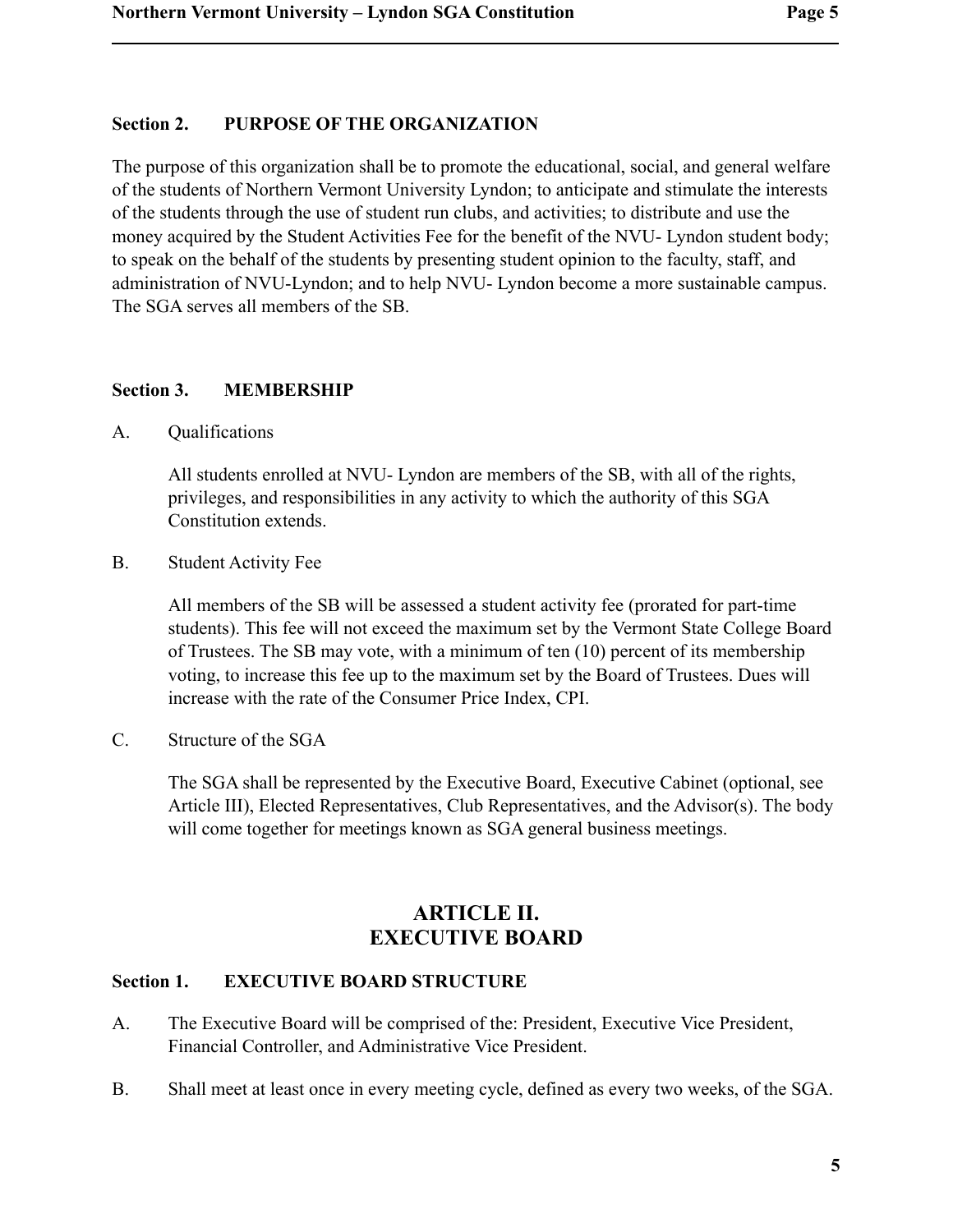### Section 2. PURPOSE OF THE ORGANIZATION

The purpose of this organization shall be to promote the educational, social, and general welfare of the students of Northern Vermont University Lyndon; to anticipate and stimulate the interests of the students through the use of student run clubs, and activities; to distribute and use the money acquired by the Student Activities Fee for the benefit of the NVU- Lyndon student body; to speak on the behalf of the students by presenting student opinion to the faculty, staff, and administration of NVU-Lyndon; and to help NVU- Lyndon become a more sustainable campus. The SGA serves all members of the SB.

### Section 3. MEMBERSHIP

A. Qualifications

All students enrolled at NVU- Lyndon are members of the SB, with all of the rights, privileges, and responsibilities in any activity to which the authority of this SGA Constitution extends.

B. Student Activity Fee

All members of the SB will be assessed a student activity fee (prorated for part-time students). This fee will not exceed the maximum set by the Vermont State College Board of Trustees. The SB may vote, with a minimum of ten (10) percent of its membership voting, to increase this fee up to the maximum set by the Board of Trustees. Dues will increase with the rate of the Consumer Price Index, CPI.

C. Structure of the SGA

The SGA shall be represented by the Executive Board, Executive Cabinet (optional, see Article III), Elected Representatives, Club Representatives, and the Advisor(s). The body will come together for meetings known as SGA general business meetings.

## ARTICLE II. EXECUTIVE BOARD

### Section 1. EXECUTIVE BOARD STRUCTURE

A. The Executive Board will be comprised of the: President, Executive Vice President, Financial Controller, and Administrative Vice President.

B. Shall meet at least once in every meeting cycle, defined as every two weeks, of the SGA.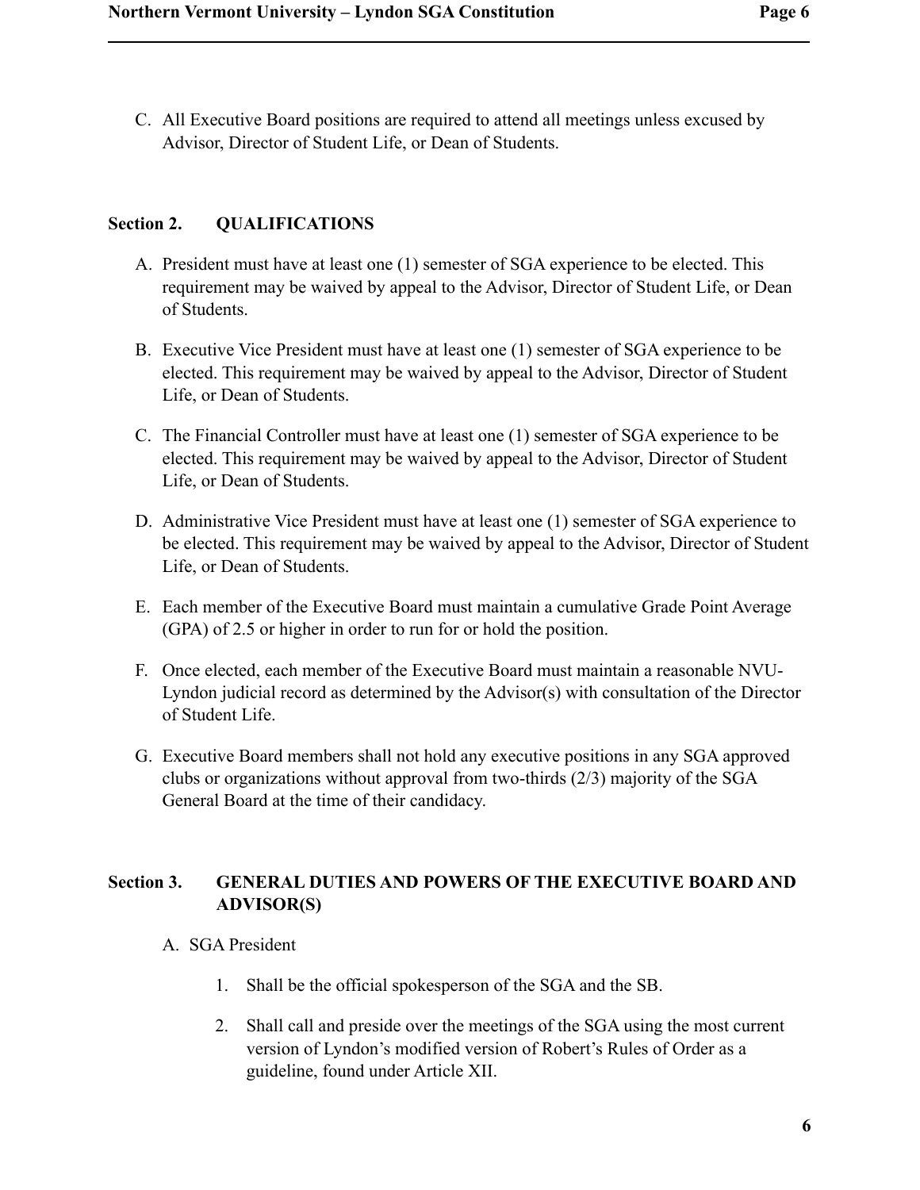C. All Executive Board positions are required to attend all meetings unless excused by Advisor, Director of Student Life, or Dean of Students.

## Section 2. QUALIFICATIONS

A. President must have at least one (1) semester of SGA experience to be elected. This requirement may be waived by appeal to the Advisor, Director of Student Life, or Dean of Students.

B. Executive Vice President must have at least one (1) semester of SGA experience to be elected. This requirement may be waived by appeal to the Advisor, Director of Student Life, or Dean of Students.

C. The Financial Controller must have at least one (1) semester of SGA experience to be elected. This requirement may be waived by appeal to the Advisor, Director of Student Life, or Dean of Students.

D. Administrative Vice President must have at least one (1) semester of SGA experience to be elected. This requirement may be waived by appeal to the Advisor, Director of Student Life, or Dean of Students.

E. Each member of the Executive Board must maintain a cumulative Grade Point Average (GPA) of 2.5 or higher in order to run for or hold the position.

F. Once elected, each member of the Executive Board must maintain a reasonable NVU-Lyndon judicial record as determined by the Advisor(s) with consultation of the Director of Student Life.

G. Executive Board members shall not hold any executive positions in any SGA approved clubs or organizations without approval from two-thirds (2/3) majority of the SGA General Board at the time of their candidacy.

## Section 3. GENERAL DUTIES AND POWERS OF THE EXECUTIVE BOARD AND ADVISOR(S)

A. SGA President

1. Shall be the official spokesperson of the SGA and the SB.
2. Shall call and preside over the meetings of the SGA using the most current version of Lyndon's modified version of Robert's Rules of Order as a guideline, found under Article XII.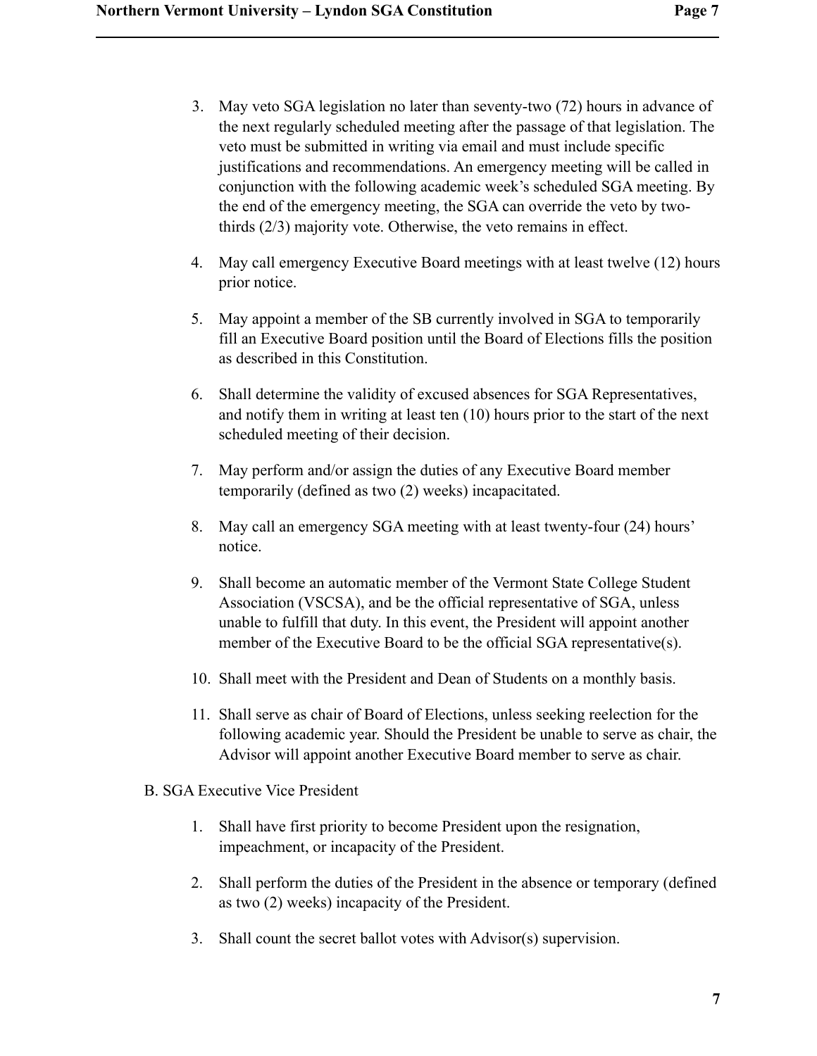3. May veto SGA legislation no later than seventy-two (72) hours in advance of the next regularly scheduled meeting after the passage of that legislation. The veto must be submitted in writing via email and must include specific justifications and recommendations. An emergency meeting will be called in conjunction with the following academic week's scheduled SGA meeting. By the end of the emergency meeting, the SGA can override the veto by two-thirds (2/3) majority vote. Otherwise, the veto remains in effect.

4. May call emergency Executive Board meetings with at least twelve (12) hours prior notice.

5. May appoint a member of the SB currently involved in SGA to temporarily fill an Executive Board position until the Board of Elections fills the position as described in this Constitution.

6. Shall determine the validity of excused absences for SGA Representatives, and notify them in writing at least ten (10) hours prior to the start of the next scheduled meeting of their decision.

7. May perform and/or assign the duties of any Executive Board member temporarily (defined as two (2) weeks) incapacitated.

8. May call an emergency SGA meeting with at least twenty-four (24) hours' notice.

9. Shall become an automatic member of the Vermont State College Student Association (VSCSA), and be the official representative of SGA, unless unable to fulfill that duty. In this event, the President will appoint another member of the Executive Board to be the official SGA representative(s).

10. Shall meet with the President and Dean of Students on a monthly basis.

11. Shall serve as chair of Board of Elections, unless seeking reelection for the following academic year. Should the President be unable to serve as chair, the Advisor will appoint another Executive Board member to serve as chair.

B. SGA Executive Vice President

1. Shall have first priority to become President upon the resignation, impeachment, or incapacity of the President.

2. Shall perform the duties of the President in the absence or temporary (defined as two (2) weeks) incapacity of the President.

3. Shall count the secret ballot votes with Advisor(s) supervision.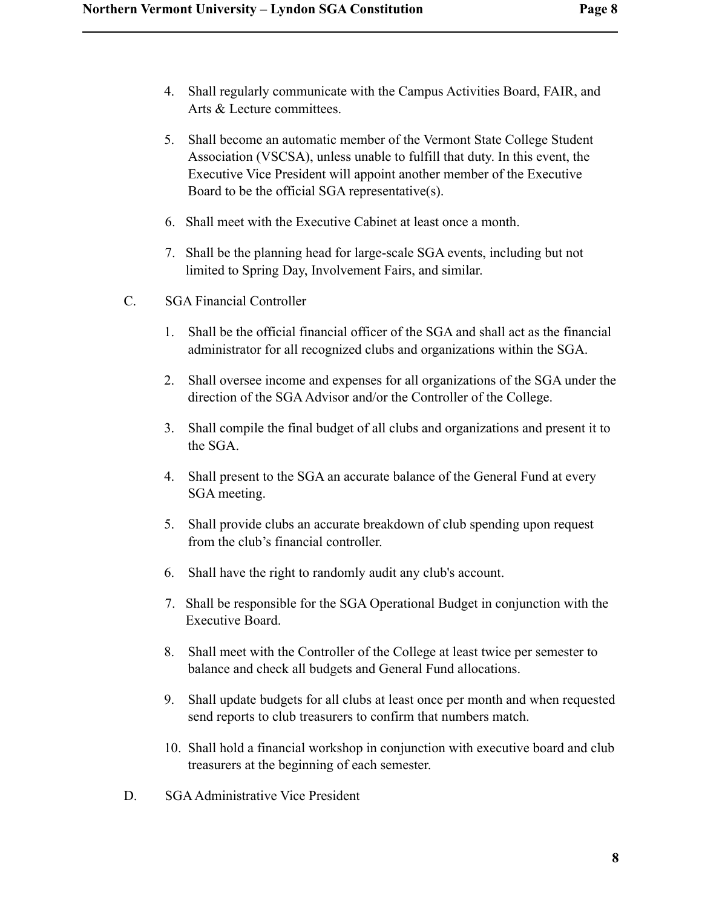4. Shall regularly communicate with the Campus Activities Board, FAIR, and Arts & Lecture committees.

5. Shall become an automatic member of the Vermont State College Student Association (VSCSA), unless unable to fulfill that duty. In this event, the Executive Vice President will appoint another member of the Executive Board to be the official SGA representative(s).

6. Shall meet with the Executive Cabinet at least once a month.

7. Shall be the planning head for large-scale SGA events, including but not limited to Spring Day, Involvement Fairs, and similar.

C. SGA Financial Controller

1. Shall be the official financial officer of the SGA and shall act as the financial administrator for all recognized clubs and organizations within the SGA.

2. Shall oversee income and expenses for all organizations of the SGA under the direction of the SGA Advisor and/or the Controller of the College.

3. Shall compile the final budget of all clubs and organizations and present it to the SGA.

4. Shall present to the SGA an accurate balance of the General Fund at every SGA meeting.

5. Shall provide clubs an accurate breakdown of club spending upon request from the club's financial controller.

6. Shall have the right to randomly audit any club's account.

7. Shall be responsible for the SGA Operational Budget in conjunction with the Executive Board.

8. Shall meet with the Controller of the College at least twice per semester to balance and check all budgets and General Fund allocations.

9. Shall update budgets for all clubs at least once per month and when requested send reports to club treasurers to confirm that numbers match.

10. Shall hold a financial workshop in conjunction with executive board and club treasurers at the beginning of each semester.

D. SGA Administrative Vice President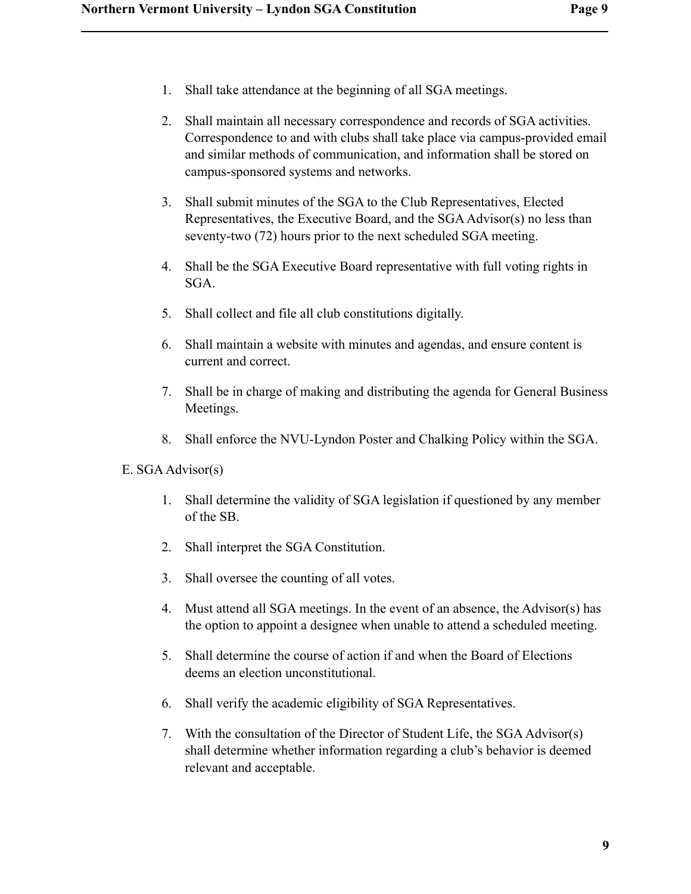1. Shall take attendance at the beginning of all SGA meetings.

2. Shall maintain all necessary correspondence and records of SGA activities. Correspondence to and with clubs shall take place via campus-provided email and similar methods of communication, and information shall be stored on campus-sponsored systems and networks.

3. Shall submit minutes of the SGA to the Club Representatives, Elected Representatives, the Executive Board, and the SGA Advisor(s) no less than seventy-two (72) hours prior to the next scheduled SGA meeting.

4. Shall be the SGA Executive Board representative with full voting rights in SGA.

5. Shall collect and file all club constitutions digitally.

6. Shall maintain a website with minutes and agendas, and ensure content is current and correct.

7. Shall be in charge of making and distributing the agenda for General Business Meetings.

8. Shall enforce the NVU-Lyndon Poster and Chalking Policy within the SGA.

E. SGA Advisor(s)

1. Shall determine the validity of SGA legislation if questioned by any member of the SB.

2. Shall interpret the SGA Constitution.

3. Shall oversee the counting of all votes.

4. Must attend all SGA meetings. In the event of an absence, the Advisor(s) has the option to appoint a designee when unable to attend a scheduled meeting.

5. Shall determine the course of action if and when the Board of Elections deems an election unconstitutional.

6. Shall verify the academic eligibility of SGA Representatives.

7. With the consultation of the Director of Student Life, the SGA Advisor(s) shall determine whether information regarding a club's behavior is deemed relevant and acceptable.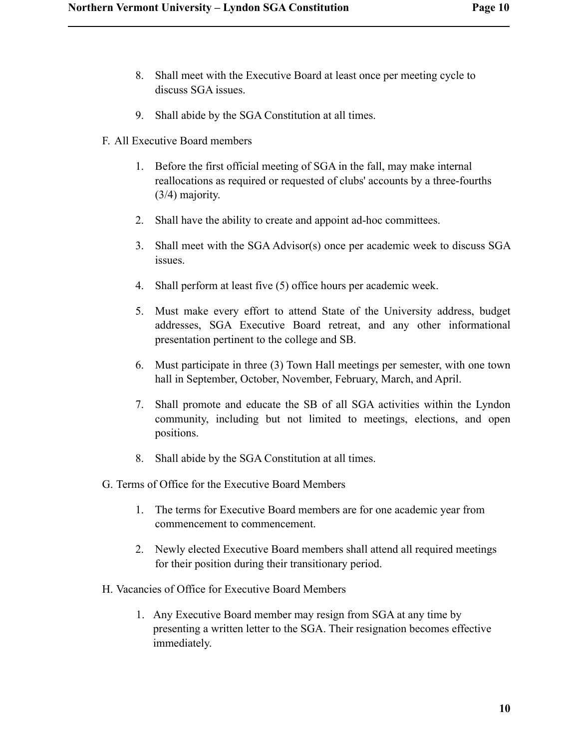8. Shall meet with the Executive Board at least once per meeting cycle to discuss SGA issues.

9. Shall abide by the SGA Constitution at all times.

F. All Executive Board members

1. Before the first official meeting of SGA in the fall, may make internal reallocations as required or requested of clubs' accounts by a three-fourths (3/4) majority.

2. Shall have the ability to create and appoint ad-hoc committees.

3. Shall meet with the SGA Advisor(s) once per academic week to discuss SGA issues.

4. Shall perform at least five (5) office hours per academic week.

5. Must make every effort to attend State of the University address, budget addresses, SGA Executive Board retreat, and any other informational presentation pertinent to the college and SB.

6. Must participate in three (3) Town Hall meetings per semester, with one town hall in September, October, November, February, March, and April.

7. Shall promote and educate the SB of all SGA activities within the Lyndon community, including but not limited to meetings, elections, and open positions.

8. Shall abide by the SGA Constitution at all times.

G. Terms of Office for the Executive Board Members

1. The terms for Executive Board members are for one academic year from commencement to commencement.

2. Newly elected Executive Board members shall attend all required meetings for their position during their transitionary period.

H. Vacancies of Office for Executive Board Members

1. Any Executive Board member may resign from SGA at any time by presenting a written letter to the SGA. Their resignation becomes effective immediately.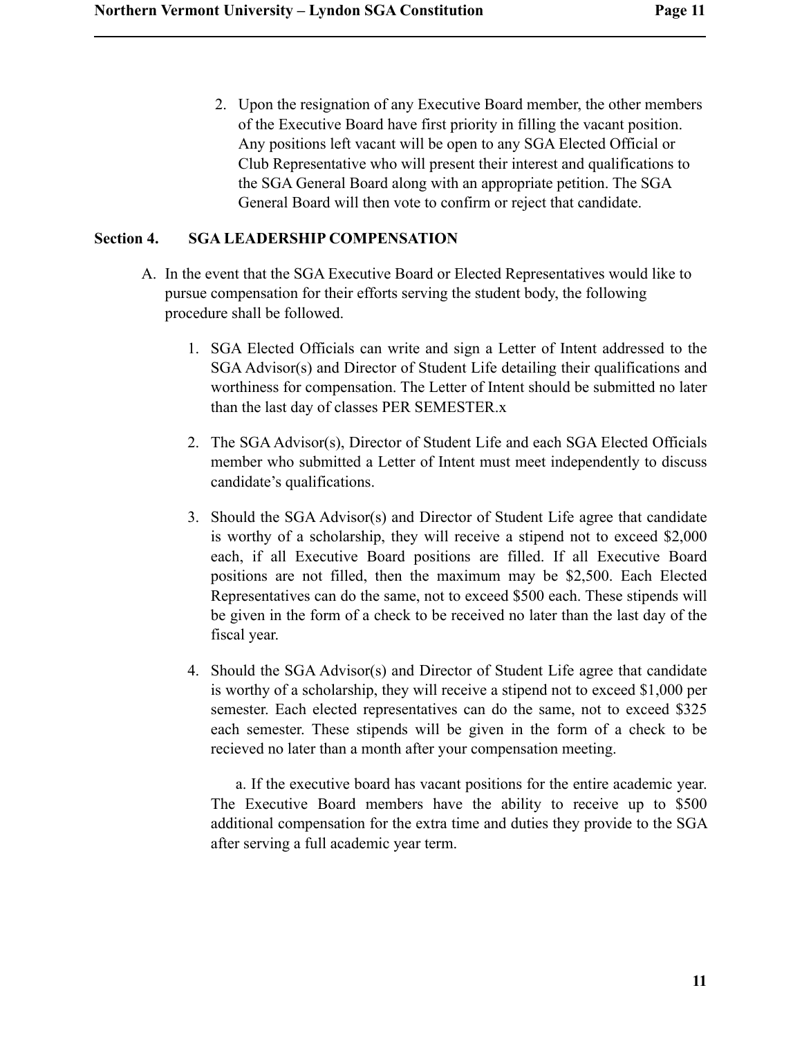2. Upon the resignation of any Executive Board member, the other members of the Executive Board have first priority in filling the vacant position. Any positions left vacant will be open to any SGA Elected Official or Club Representative who will present their interest and qualifications to the SGA General Board along with an appropriate petition. The SGA General Board will then vote to confirm or reject that candidate.

**Section 4. SGA LEADERSHIP COMPENSATION**

A. In the event that the SGA Executive Board or Elected Representatives would like to pursue compensation for their efforts serving the student body, the following procedure shall be followed.

1. SGA Elected Officials can write and sign a Letter of Intent addressed to the SGA Advisor(s) and Director of Student Life detailing their qualifications and worthiness for compensation. The Letter of Intent should be submitted no later than the last day of classes PER SEMESTER.x

2. The SGA Advisor(s), Director of Student Life and each SGA Elected Officials member who submitted a Letter of Intent must meet independently to discuss candidate's qualifications.

3. Should the SGA Advisor(s) and Director of Student Life agree that candidate is worthy of a scholarship, they will receive a stipend not to exceed $2,000 each, if all Executive Board positions are filled. If all Executive Board positions are not filled, then the maximum may be $2,500. Each Elected Representatives can do the same, not to exceed $500 each. These stipends will be given in the form of a check to be received no later than the last day of the fiscal year.

4. Should the SGA Advisor(s) and Director of Student Life agree that candidate is worthy of a scholarship, they will receive a stipend not to exceed $1,000 per semester. Each elected representatives can do the same, not to exceed $325 each semester. These stipends will be given in the form of a check to be recieved no later than a month after your compensation meeting.

   a. If the executive board has vacant positions for the entire academic year. The Executive Board members have the ability to receive up to $500 additional compensation for the extra time and duties they provide to the SGA after serving a full academic year term.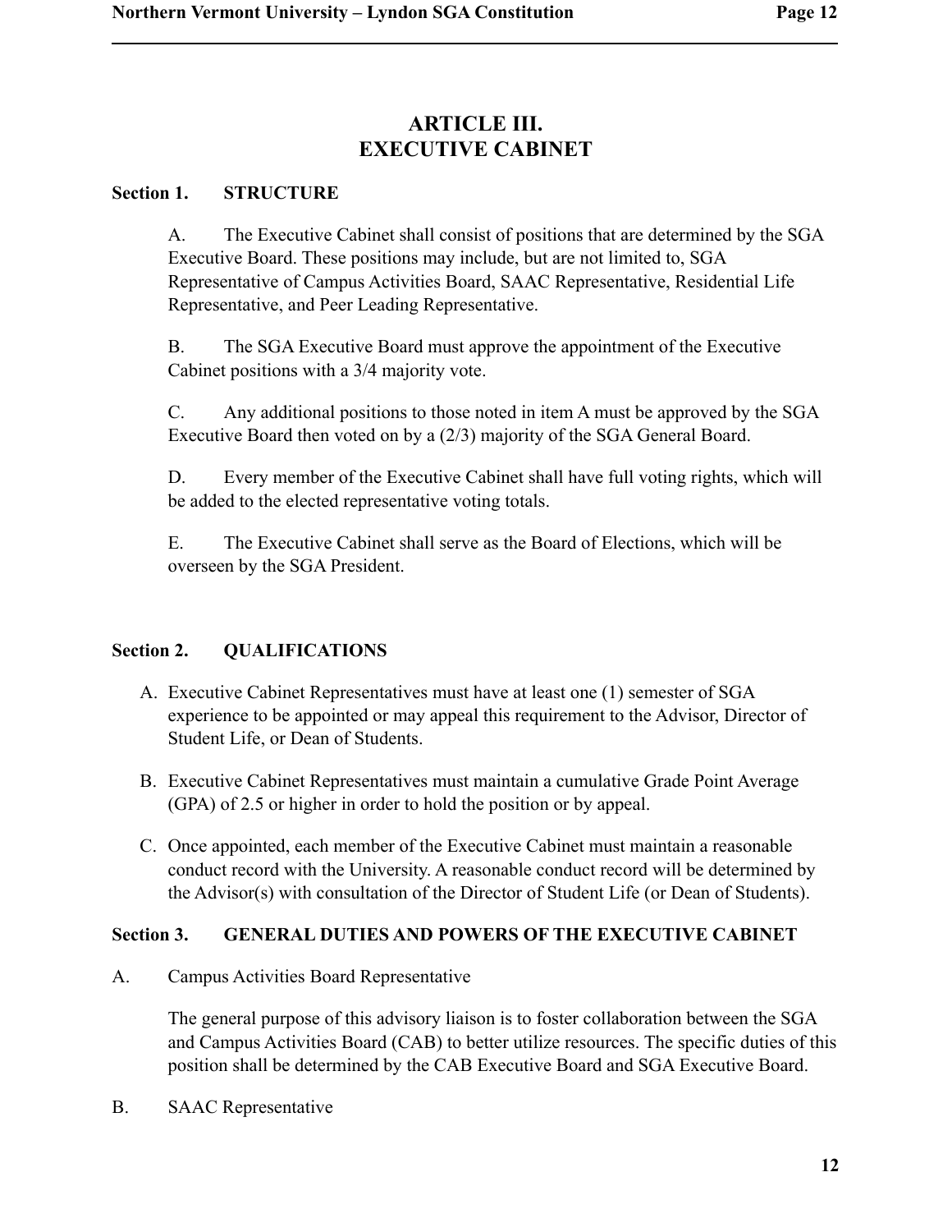# ARTICLE III.
# EXECUTIVE CABINET

**Section 1. STRUCTURE**

A. The Executive Cabinet shall consist of positions that are determined by the SGA Executive Board. These positions may include, but are not limited to, SGA Representative of Campus Activities Board, SAAC Representative, Residential Life Representative, and Peer Leading Representative.

B. The SGA Executive Board must approve the appointment of the Executive Cabinet positions with a 3/4 majority vote.

C. Any additional positions to those noted in item A must be approved by the SGA Executive Board then voted on by a (2/3) majority of the SGA General Board.

D. Every member of the Executive Cabinet shall have full voting rights, which will be added to the elected representative voting totals.

E. The Executive Cabinet shall serve as the Board of Elections, which will be overseen by the SGA President.

**Section 2. QUALIFICATIONS**

A. Executive Cabinet Representatives must have at least one (1) semester of SGA experience to be appointed or may appeal this requirement to the Advisor, Director of Student Life, or Dean of Students.

B. Executive Cabinet Representatives must maintain a cumulative Grade Point Average (GPA) of 2.5 or higher in order to hold the position or by appeal.

C. Once appointed, each member of the Executive Cabinet must maintain a reasonable conduct record with the University. A reasonable conduct record will be determined by the Advisor(s) with consultation of the Director of Student Life (or Dean of Students).

**Section 3. GENERAL DUTIES AND POWERS OF THE EXECUTIVE CABINET**

A. Campus Activities Board Representative

The general purpose of this advisory liaison is to foster collaboration between the SGA and Campus Activities Board (CAB) to better utilize resources. The specific duties of this position shall be determined by the CAB Executive Board and SGA Executive Board.

B. SAAC Representative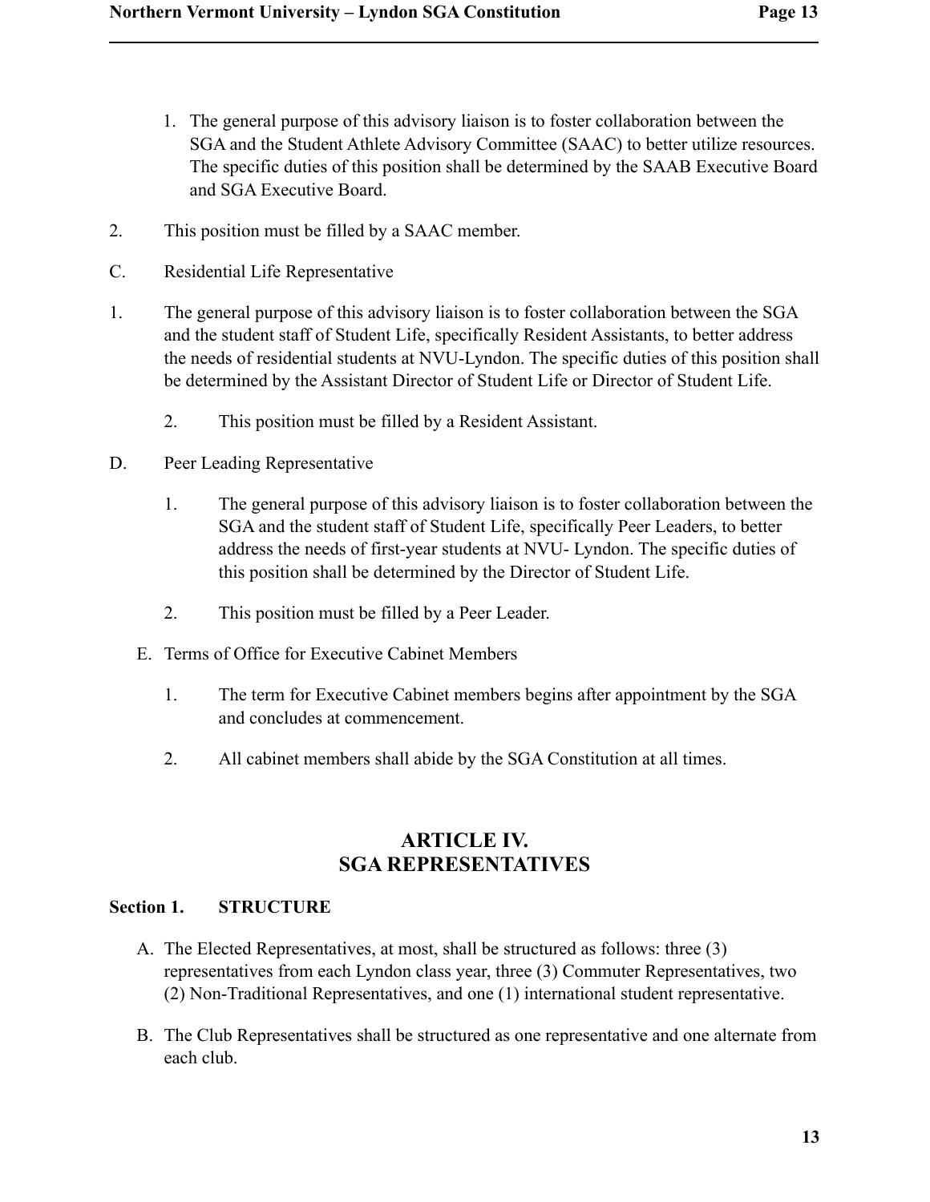1. The general purpose of this advisory liaison is to foster collaboration between the SGA and the Student Athlete Advisory Committee (SAAC) to better utilize resources. The specific duties of this position shall be determined by the SAAB Executive Board and SGA Executive Board.

2. This position must be filled by a SAAC member.

C. Residential Life Representative

1. The general purpose of this advisory liaison is to foster collaboration between the SGA and the student staff of Student Life, specifically Resident Assistants, to better address the needs of residential students at NVU-Lyndon. The specific duties of this position shall be determined by the Assistant Director of Student Life or Director of Student Life.

2. This position must be filled by a Resident Assistant.

D. Peer Leading Representative

1. The general purpose of this advisory liaison is to foster collaboration between the SGA and the student staff of Student Life, specifically Peer Leaders, to better address the needs of first-year students at NVU- Lyndon. The specific duties of this position shall be determined by the Director of Student Life.

2. This position must be filled by a Peer Leader.

E. Terms of Office for Executive Cabinet Members

1. The term for Executive Cabinet members begins after appointment by the SGA and concludes at commencement.

2. All cabinet members shall abide by the SGA Constitution at all times.

## ARTICLE IV. SGA REPRESENTATIVES

### Section 1. STRUCTURE

A. The Elected Representatives, at most, shall be structured as follows: three (3) representatives from each Lyndon class year, three (3) Commuter Representatives, two (2) Non-Traditional Representatives, and one (1) international student representative.

B. The Club Representatives shall be structured as one representative and one alternate from each club.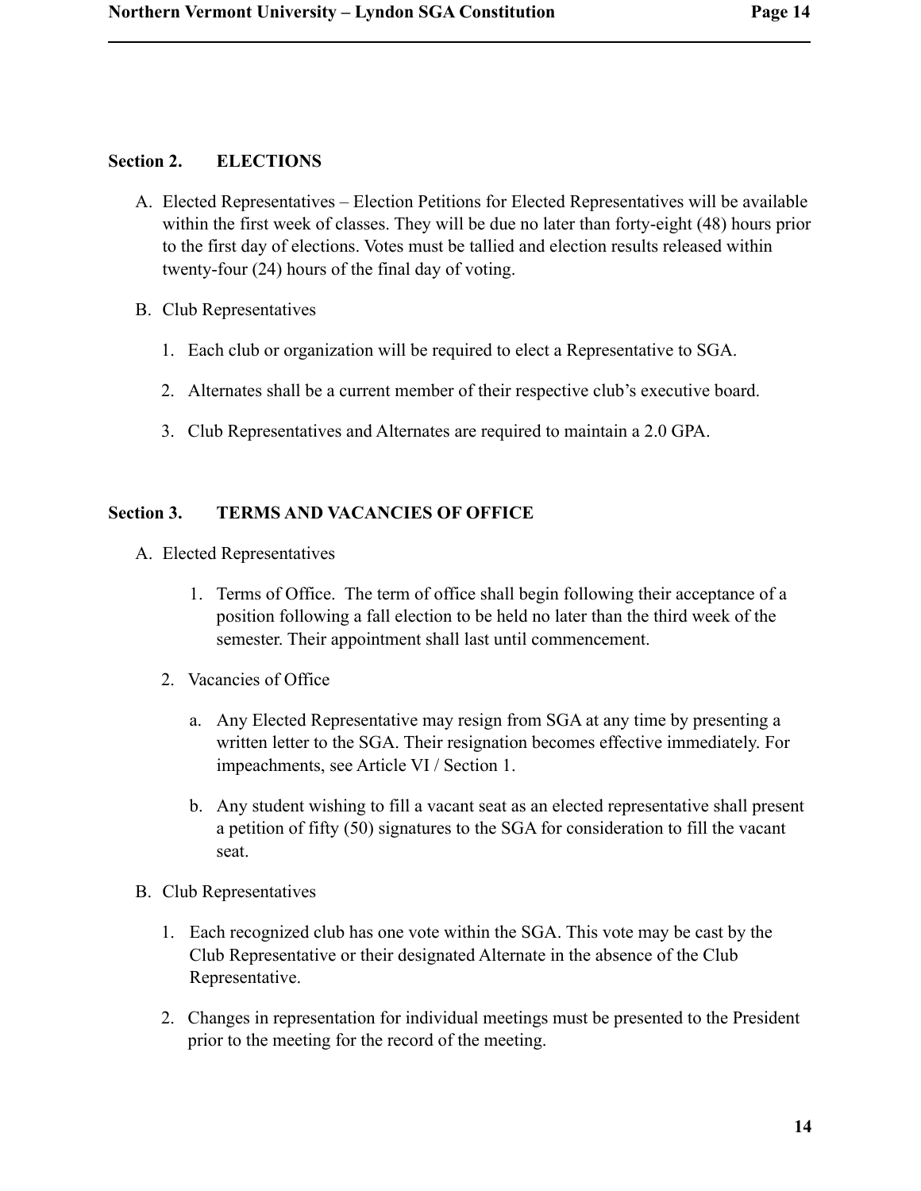**Section 2. ELECTIONS**

A. Elected Representatives – Election Petitions for Elected Representatives will be available within the first week of classes. They will be due no later than forty-eight (48) hours prior to the first day of elections. Votes must be tallied and election results released within twenty-four (24) hours of the final day of voting.

B. Club Representatives

1. Each club or organization will be required to elect a Representative to SGA.
2. Alternates shall be a current member of their respective club's executive board.
3. Club Representatives and Alternates are required to maintain a 2.0 GPA.

**Section 3. TERMS AND VACANCIES OF OFFICE**

A. Elected Representatives

1. Terms of Office. The term of office shall begin following their acceptance of a position following a fall election to be held no later than the third week of the semester. Their appointment shall last until commencement.
2. Vacancies of Office

    a. Any Elected Representative may resign from SGA at any time by presenting a written letter to the SGA. Their resignation becomes effective immediately. For impeachments, see Article VI / Section 1.

    b. Any student wishing to fill a vacant seat as an elected representative shall present a petition of fifty (50) signatures to the SGA for consideration to fill the vacant seat.

B. Club Representatives

1. Each recognized club has one vote within the SGA. This vote may be cast by the Club Representative or their designated Alternate in the absence of the Club Representative.
2. Changes in representation for individual meetings must be presented to the President prior to the meeting for the record of the meeting.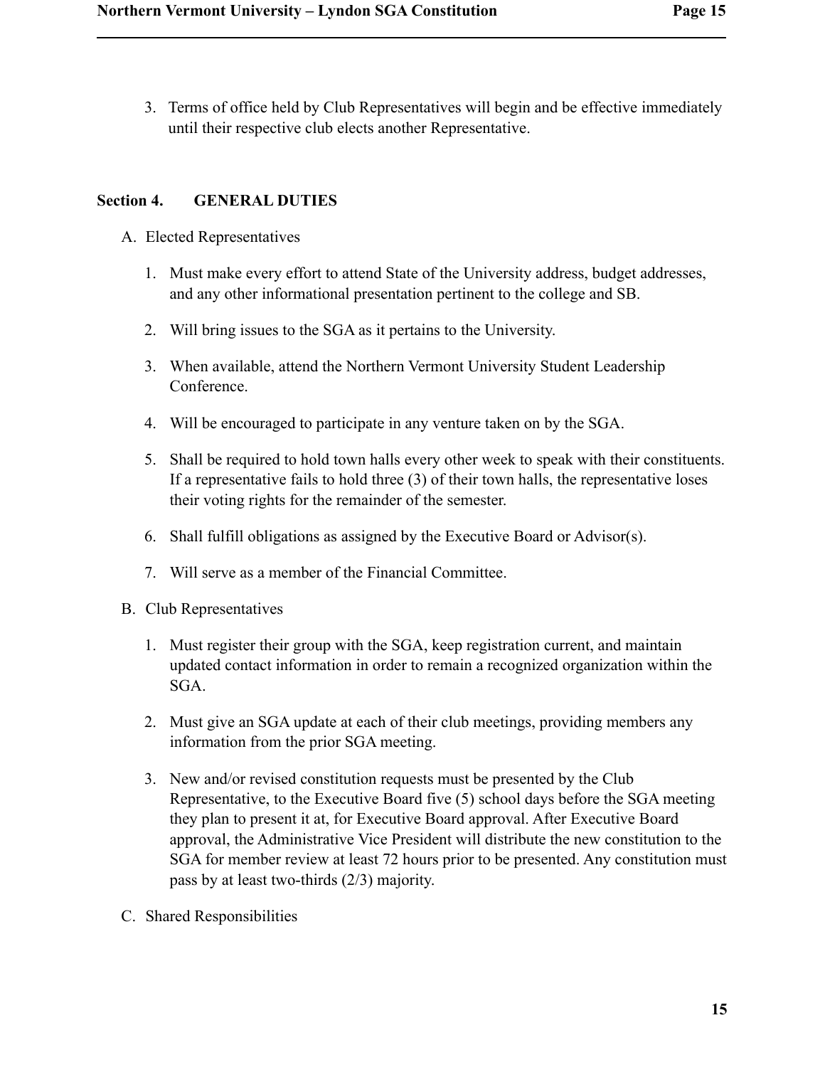3. Terms of office held by Club Representatives will begin and be effective immediately until their respective club elects another Representative.

**Section 4. GENERAL DUTIES**

A. Elected Representatives

1. Must make every effort to attend State of the University address, budget addresses, and any other informational presentation pertinent to the college and SB.

2. Will bring issues to the SGA as it pertains to the University.

3. When available, attend the Northern Vermont University Student Leadership Conference.

4. Will be encouraged to participate in any venture taken on by the SGA.

5. Shall be required to hold town halls every other week to speak with their constituents. If a representative fails to hold three (3) of their town halls, the representative loses their voting rights for the remainder of the semester.

6. Shall fulfill obligations as assigned by the Executive Board or Advisor(s).

7. Will serve as a member of the Financial Committee.

B. Club Representatives

1. Must register their group with the SGA, keep registration current, and maintain updated contact information in order to remain a recognized organization within the SGA.

2. Must give an SGA update at each of their club meetings, providing members any information from the prior SGA meeting.

3. New and/or revised constitution requests must be presented by the Club Representative, to the Executive Board five (5) school days before the SGA meeting they plan to present it at, for Executive Board approval. After Executive Board approval, the Administrative Vice President will distribute the new constitution to the SGA for member review at least 72 hours prior to be presented. Any constitution must pass by at least two-thirds (2/3) majority.

C. Shared Responsibilities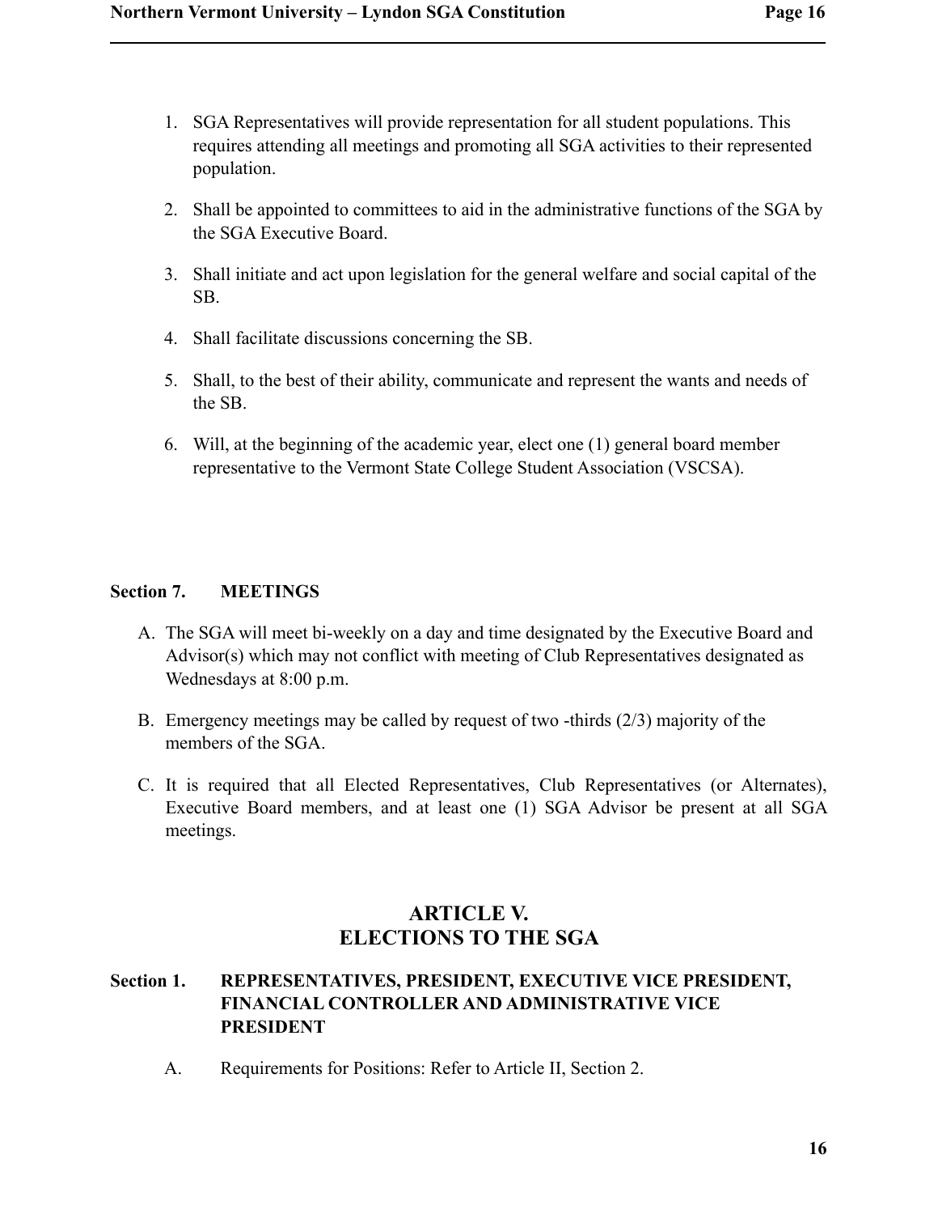1. SGA Representatives will provide representation for all student populations. This requires attending all meetings and promoting all SGA activities to their represented population.

2. Shall be appointed to committees to aid in the administrative functions of the SGA by the SGA Executive Board.

3. Shall initiate and act upon legislation for the general welfare and social capital of the SB.

4. Shall facilitate discussions concerning the SB.

5. Shall, to the best of their ability, communicate and represent the wants and needs of the SB.

6. Will, at the beginning of the academic year, elect one (1) general board member representative to the Vermont State College Student Association (VSCSA).

**Section 7. MEETINGS**

A. The SGA will meet bi-weekly on a day and time designated by the Executive Board and Advisor(s) which may not conflict with meeting of Club Representatives designated as Wednesdays at 8:00 p.m.

B. Emergency meetings may be called by request of two -thirds (2/3) majority of the members of the SGA.

C. It is required that all Elected Representatives, Club Representatives (or Alternates), Executive Board members, and at least one (1) SGA Advisor be present at all SGA meetings.

## ARTICLE V.
## ELECTIONS TO THE SGA

**Section 1. REPRESENTATIVES, PRESIDENT, EXECUTIVE VICE PRESIDENT, FINANCIAL CONTROLLER AND ADMINISTRATIVE VICE PRESIDENT**

A. Requirements for Positions: Refer to Article II, Section 2.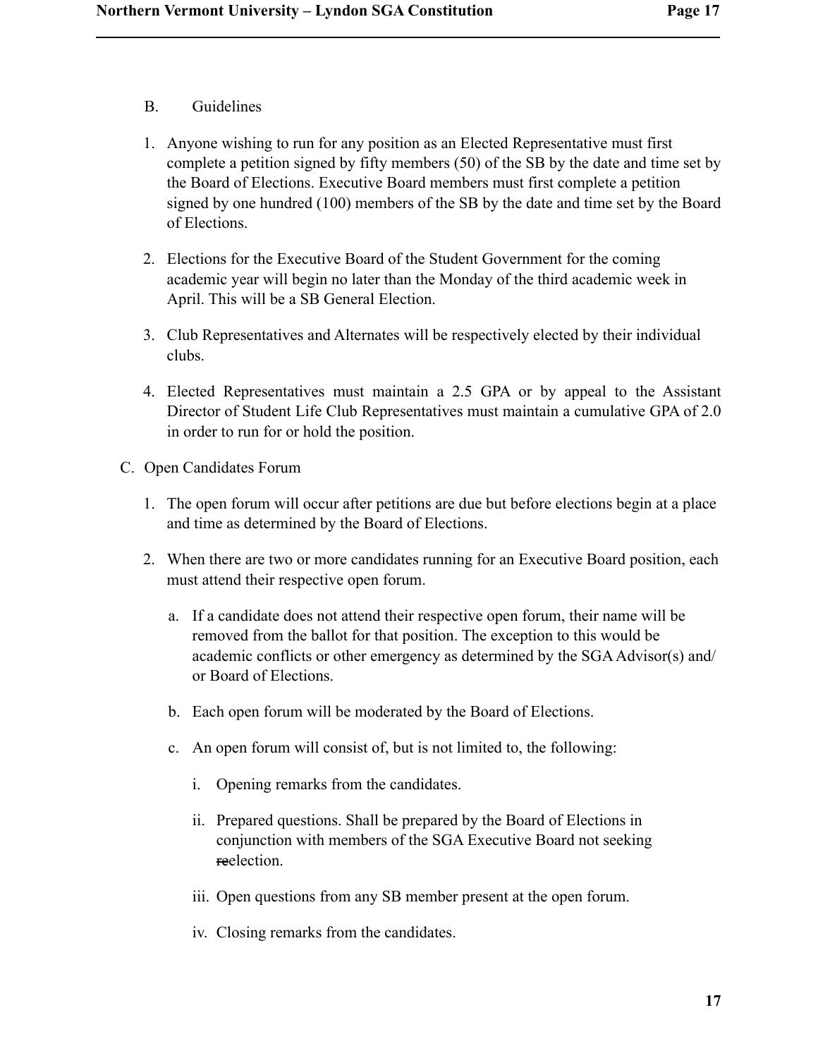B. Guidelines

1. Anyone wishing to run for any position as an Elected Representative must first complete a petition signed by fifty members (50) of the SB by the date and time set by the Board of Elections. Executive Board members must first complete a petition signed by one hundred (100) members of the SB by the date and time set by the Board of Elections.

2. Elections for the Executive Board of the Student Government for the coming academic year will begin no later than the Monday of the third academic week in April. This will be a SB General Election.

3. Club Representatives and Alternates will be respectively elected by their individual clubs.

4. Elected Representatives must maintain a 2.5 GPA or by appeal to the Assistant Director of Student Life Club Representatives must maintain a cumulative GPA of 2.0 in order to run for or hold the position.

C. Open Candidates Forum

1. The open forum will occur after petitions are due but before elections begin at a place and time as determined by the Board of Elections.

2. When there are two or more candidates running for an Executive Board position, each must attend their respective open forum.

   a. If a candidate does not attend their respective open forum, their name will be removed from the ballot for that position. The exception to this would be academic conflicts or other emergency as determined by the SGA Advisor(s) and/ or Board of Elections.

   b. Each open forum will be moderated by the Board of Elections.

   c. An open forum will consist of, but is not limited to, the following:

      i. Opening remarks from the candidates.

      ii. Prepared questions. Shall be prepared by the Board of Elections in conjunction with members of the SGA Executive Board not seeking ~~re~~election.

      iii. Open questions from any SB member present at the open forum.

      iv. Closing remarks from the candidates.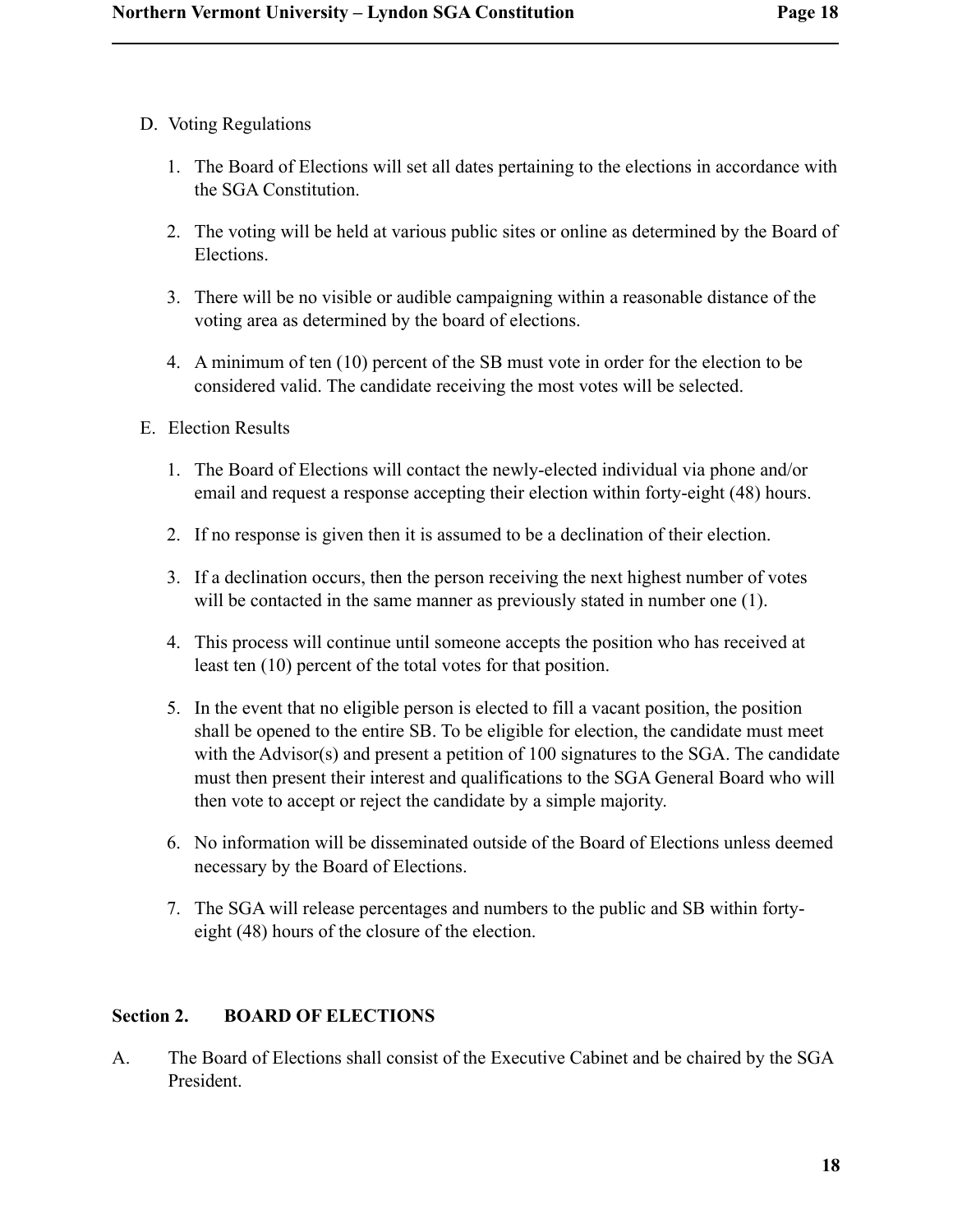D. Voting Regulations

   1. The Board of Elections will set all dates pertaining to the elections in accordance with the SGA Constitution.

   2. The voting will be held at various public sites or online as determined by the Board of Elections.

   3. There will be no visible or audible campaigning within a reasonable distance of the voting area as determined by the board of elections.

   4. A minimum of ten (10) percent of the SB must vote in order for the election to be considered valid. The candidate receiving the most votes will be selected.

E. Election Results

   1. The Board of Elections will contact the newly-elected individual via phone and/or email and request a response accepting their election within forty-eight (48) hours.

   2. If no response is given then it is assumed to be a declination of their election.

   3. If a declination occurs, then the person receiving the next highest number of votes will be contacted in the same manner as previously stated in number one (1).

   4. This process will continue until someone accepts the position who has received at least ten (10) percent of the total votes for that position.

   5. In the event that no eligible person is elected to fill a vacant position, the position shall be opened to the entire SB. To be eligible for election, the candidate must meet with the Advisor(s) and present a petition of 100 signatures to the SGA. The candidate must then present their interest and qualifications to the SGA General Board who will then vote to accept or reject the candidate by a simple majority.

   6. No information will be disseminated outside of the Board of Elections unless deemed necessary by the Board of Elections.

   7. The SGA will release percentages and numbers to the public and SB within forty-eight (48) hours of the closure of the election.

**Section 2. BOARD OF ELECTIONS**

A. The Board of Elections shall consist of the Executive Cabinet and be chaired by the SGA President.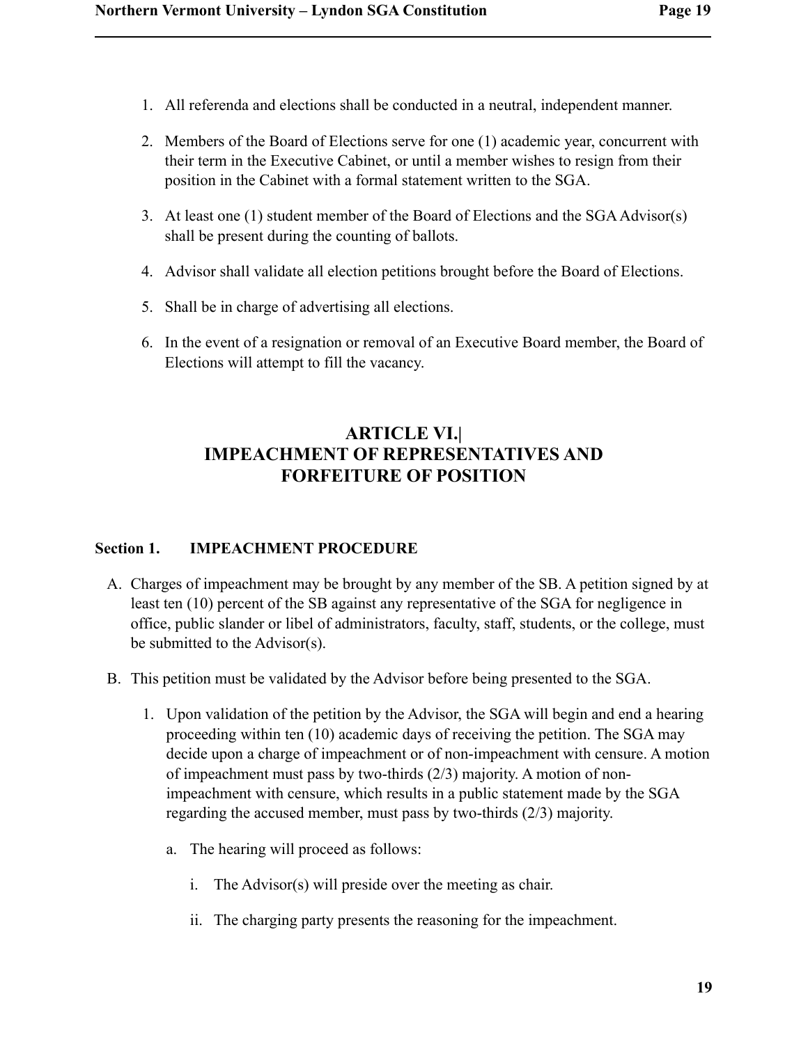1. All referenda and elections shall be conducted in a neutral, independent manner.

2. Members of the Board of Elections serve for one (1) academic year, concurrent with their term in the Executive Cabinet, or until a member wishes to resign from their position in the Cabinet with a formal statement written to the SGA.

3. At least one (1) student member of the Board of Elections and the SGA Advisor(s) shall be present during the counting of ballots.

4. Advisor shall validate all election petitions brought before the Board of Elections.

5. Shall be in charge of advertising all elections.

6. In the event of a resignation or removal of an Executive Board member, the Board of Elections will attempt to fill the vacancy.

# ARTICLE VI.| IMPEACHMENT OF REPRESENTATIVES AND FORFEITURE OF POSITION

## Section 1. IMPEACHMENT PROCEDURE

A. Charges of impeachment may be brought by any member of the SB. A petition signed by at least ten (10) percent of the SB against any representative of the SGA for negligence in office, public slander or libel of administrators, faculty, staff, students, or the college, must be submitted to the Advisor(s).

B. This petition must be validated by the Advisor before being presented to the SGA.

   1. Upon validation of the petition by the Advisor, the SGA will begin and end a hearing proceeding within ten (10) academic days of receiving the petition. The SGA may decide upon a charge of impeachment or of non-impeachment with censure. A motion of impeachment must pass by two-thirds (2/3) majority. A motion of non-impeachment with censure, which results in a public statement made by the SGA regarding the accused member, must pass by two-thirds (2/3) majority.

      a. The hearing will proceed as follows:

         i. The Advisor(s) will preside over the meeting as chair.

         ii. The charging party presents the reasoning for the impeachment.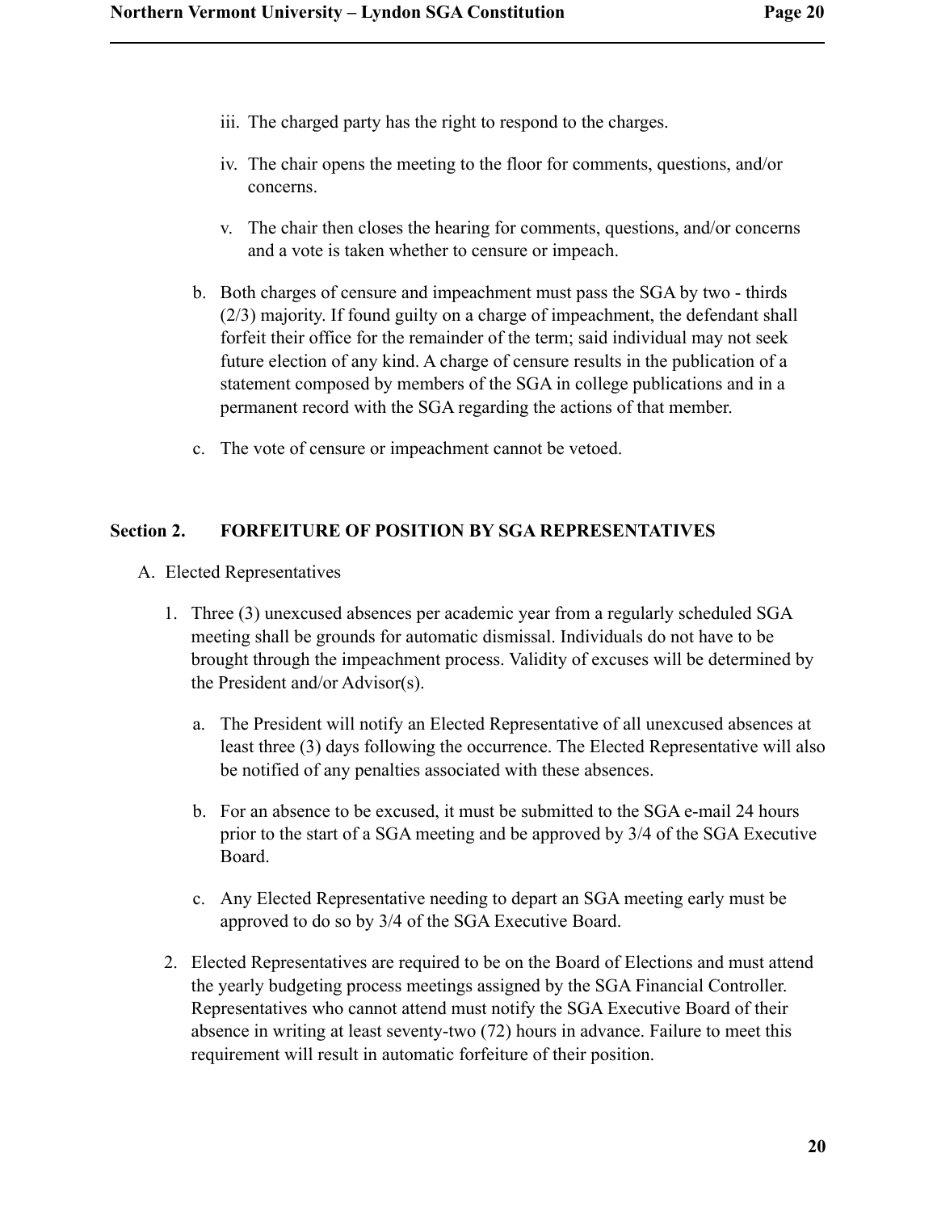iii. The charged party has the right to respond to the charges.

iv. The chair opens the meeting to the floor for comments, questions, and/or concerns.

v. The chair then closes the hearing for comments, questions, and/or concerns and a vote is taken whether to censure or impeach.

b. Both charges of censure and impeachment must pass the SGA by two - thirds (2/3) majority. If found guilty on a charge of impeachment, the defendant shall forfeit their office for the remainder of the term; said individual may not seek future election of any kind. A charge of censure results in the publication of a statement composed by members of the SGA in college publications and in a permanent record with the SGA regarding the actions of that member.

c. The vote of censure or impeachment cannot be vetoed.

## Section 2. FORFEITURE OF POSITION BY SGA REPRESENTATIVES

A. Elected Representatives

1. Three (3) unexcused absences per academic year from a regularly scheduled SGA meeting shall be grounds for automatic dismissal. Individuals do not have to be brought through the impeachment process. Validity of excuses will be determined by the President and/or Advisor(s).

    a. The President will notify an Elected Representative of all unexcused absences at least three (3) days following the occurrence. The Elected Representative will also be notified of any penalties associated with these absences.

    b. For an absence to be excused, it must be submitted to the SGA e-mail 24 hours prior to the start of a SGA meeting and be approved by 3/4 of the SGA Executive Board.

    c. Any Elected Representative needing to depart an SGA meeting early must be approved to do so by 3/4 of the SGA Executive Board.

2. Elected Representatives are required to be on the Board of Elections and must attend the yearly budgeting process meetings assigned by the SGA Financial Controller. Representatives who cannot attend must notify the SGA Executive Board of their absence in writing at least seventy-two (72) hours in advance. Failure to meet this requirement will result in automatic forfeiture of their position.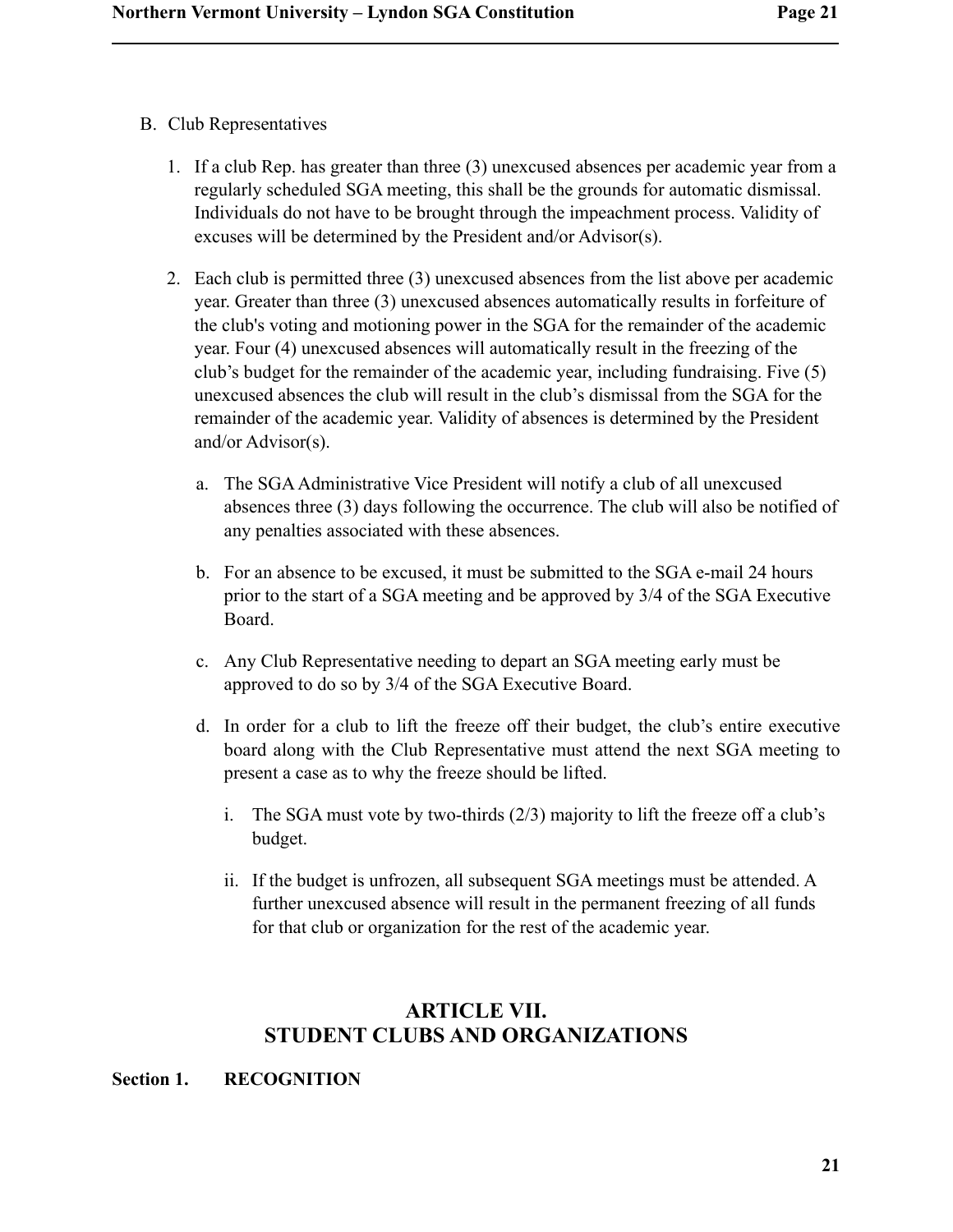B. Club Representatives

1. If a club Rep. has greater than three (3) unexcused absences per academic year from a regularly scheduled SGA meeting, this shall be the grounds for automatic dismissal. Individuals do not have to be brought through the impeachment process. Validity of excuses will be determined by the President and/or Advisor(s).

2. Each club is permitted three (3) unexcused absences from the list above per academic year. Greater than three (3) unexcused absences automatically results in forfeiture of the club's voting and motioning power in the SGA for the remainder of the academic year. Four (4) unexcused absences will automatically result in the freezing of the club's budget for the remainder of the academic year, including fundraising. Five (5) unexcused absences the club will result in the club's dismissal from the SGA for the remainder of the academic year. Validity of absences is determined by the President and/or Advisor(s).

   a. The SGA Administrative Vice President will notify a club of all unexcused absences three (3) days following the occurrence. The club will also be notified of any penalties associated with these absences.

   b. For an absence to be excused, it must be submitted to the SGA e-mail 24 hours prior to the start of a SGA meeting and be approved by 3/4 of the SGA Executive Board.

   c. Any Club Representative needing to depart an SGA meeting early must be approved to do so by 3/4 of the SGA Executive Board.

   d. In order for a club to lift the freeze off their budget, the club's entire executive board along with the Club Representative must attend the next SGA meeting to present a case as to why the freeze should be lifted.

      i. The SGA must vote by two-thirds (2/3) majority to lift the freeze off a club's budget.

      ii. If the budget is unfrozen, all subsequent SGA meetings must be attended. A further unexcused absence will result in the permanent freezing of all funds for that club or organization for the rest of the academic year.

## ARTICLE VII.
## STUDENT CLUBS AND ORGANIZATIONS

**Section 1. RECOGNITION**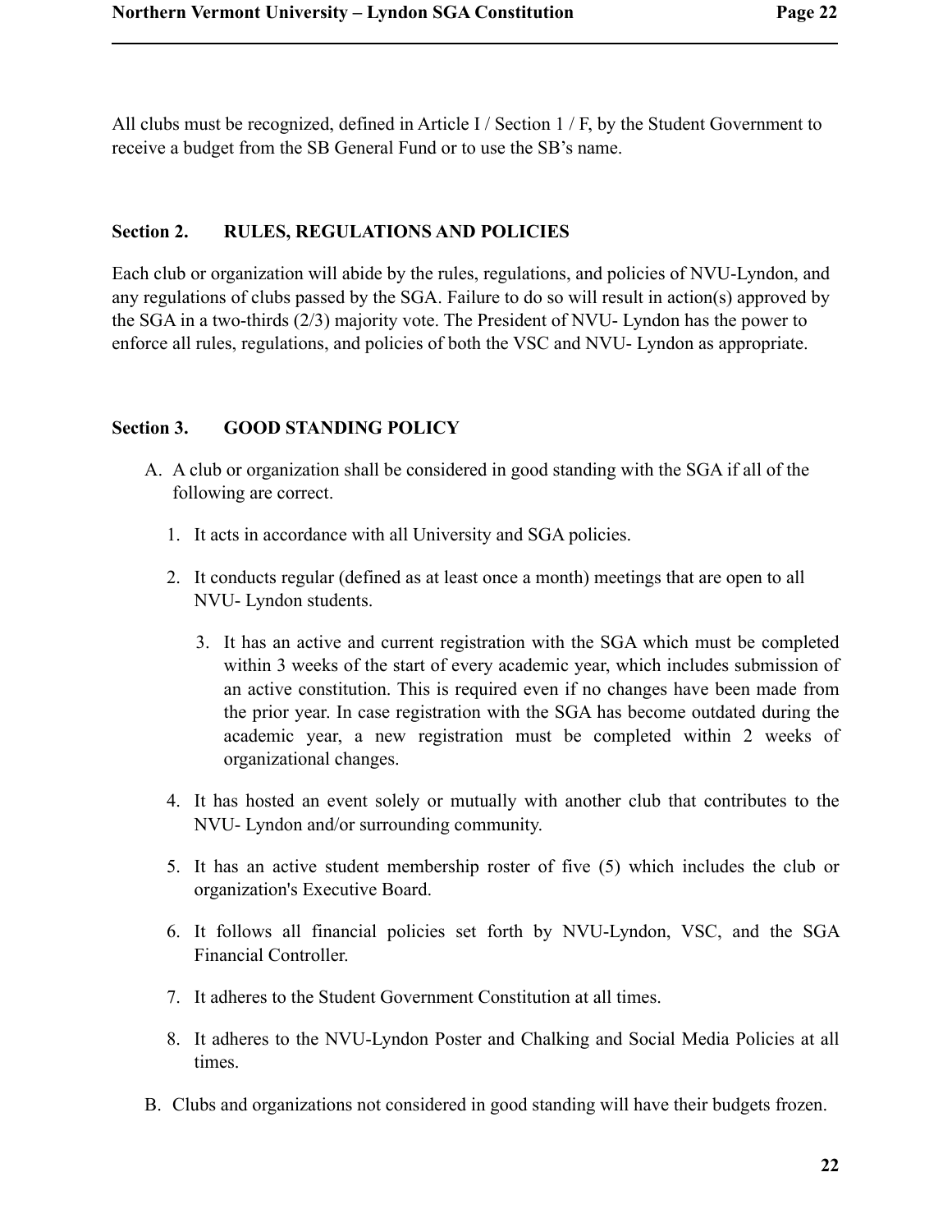All clubs must be recognized, defined in Article I / Section 1 / F, by the Student Government to receive a budget from the SB General Fund or to use the SB's name.

### Section 2. RULES, REGULATIONS AND POLICIES

Each club or organization will abide by the rules, regulations, and policies of NVU-Lyndon, and any regulations of clubs passed by the SGA. Failure to do so will result in action(s) approved by the SGA in a two-thirds (2/3) majority vote. The President of NVU- Lyndon has the power to enforce all rules, regulations, and policies of both the VSC and NVU- Lyndon as appropriate.

### Section 3. GOOD STANDING POLICY

A. A club or organization shall be considered in good standing with the SGA if all of the following are correct.

   1. It acts in accordance with all University and SGA policies.
   2. It conducts regular (defined as at least once a month) meetings that are open to all NVU- Lyndon students.
   3. It has an active and current registration with the SGA which must be completed within 3 weeks of the start of every academic year, which includes submission of an active constitution. This is required even if no changes have been made from the prior year. In case registration with the SGA has become outdated during the academic year, a new registration must be completed within 2 weeks of organizational changes.
   4. It has hosted an event solely or mutually with another club that contributes to the NVU- Lyndon and/or surrounding community.
   5. It has an active student membership roster of five (5) which includes the club or organization's Executive Board.
   6. It follows all financial policies set forth by NVU-Lyndon, VSC, and the SGA Financial Controller.
   7. It adheres to the Student Government Constitution at all times.
   8. It adheres to the NVU-Lyndon Poster and Chalking and Social Media Policies at all times.

B. Clubs and organizations not considered in good standing will have their budgets frozen.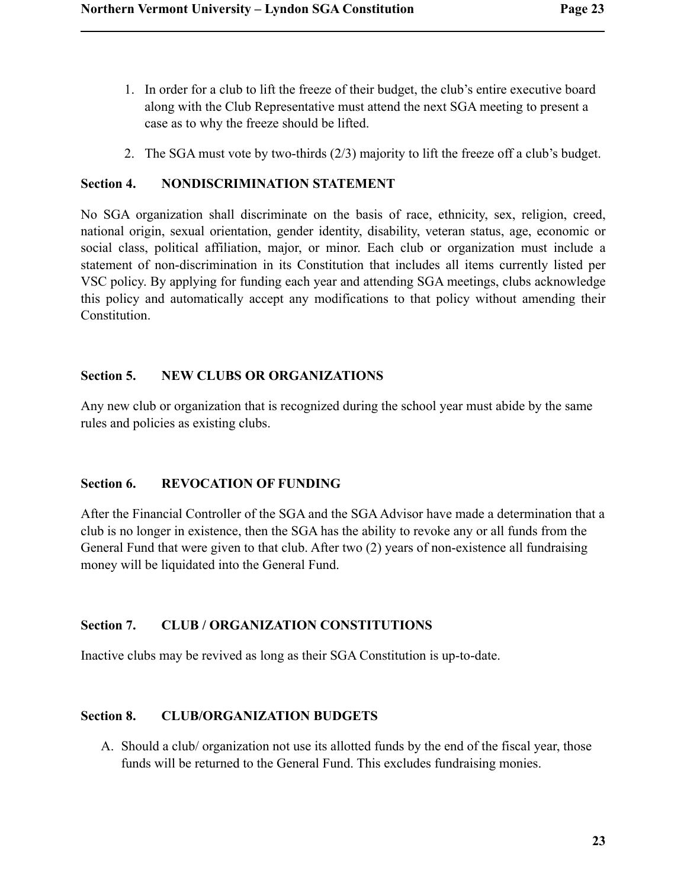1. In order for a club to lift the freeze of their budget, the club's entire executive board along with the Club Representative must attend the next SGA meeting to present a case as to why the freeze should be lifted.
2. The SGA must vote by two-thirds (2/3) majority to lift the freeze off a club's budget.

### Section 4. NONDISCRIMINATION STATEMENT

No SGA organization shall discriminate on the basis of race, ethnicity, sex, religion, creed, national origin, sexual orientation, gender identity, disability, veteran status, age, economic or social class, political affiliation, major, or minor. Each club or organization must include a statement of non-discrimination in its Constitution that includes all items currently listed per VSC policy. By applying for funding each year and attending SGA meetings, clubs acknowledge this policy and automatically accept any modifications to that policy without amending their Constitution.

### Section 5. NEW CLUBS OR ORGANIZATIONS

Any new club or organization that is recognized during the school year must abide by the same rules and policies as existing clubs.

### Section 6. REVOCATION OF FUNDING

After the Financial Controller of the SGA and the SGA Advisor have made a determination that a club is no longer in existence, then the SGA has the ability to revoke any or all funds from the General Fund that were given to that club. After two (2) years of non-existence all fundraising money will be liquidated into the General Fund.

### Section 7. CLUB / ORGANIZATION CONSTITUTIONS

Inactive clubs may be revived as long as their SGA Constitution is up-to-date.

### Section 8. CLUB/ORGANIZATION BUDGETS

A. Should a club/ organization not use its allotted funds by the end of the fiscal year, those funds will be returned to the General Fund. This excludes fundraising monies.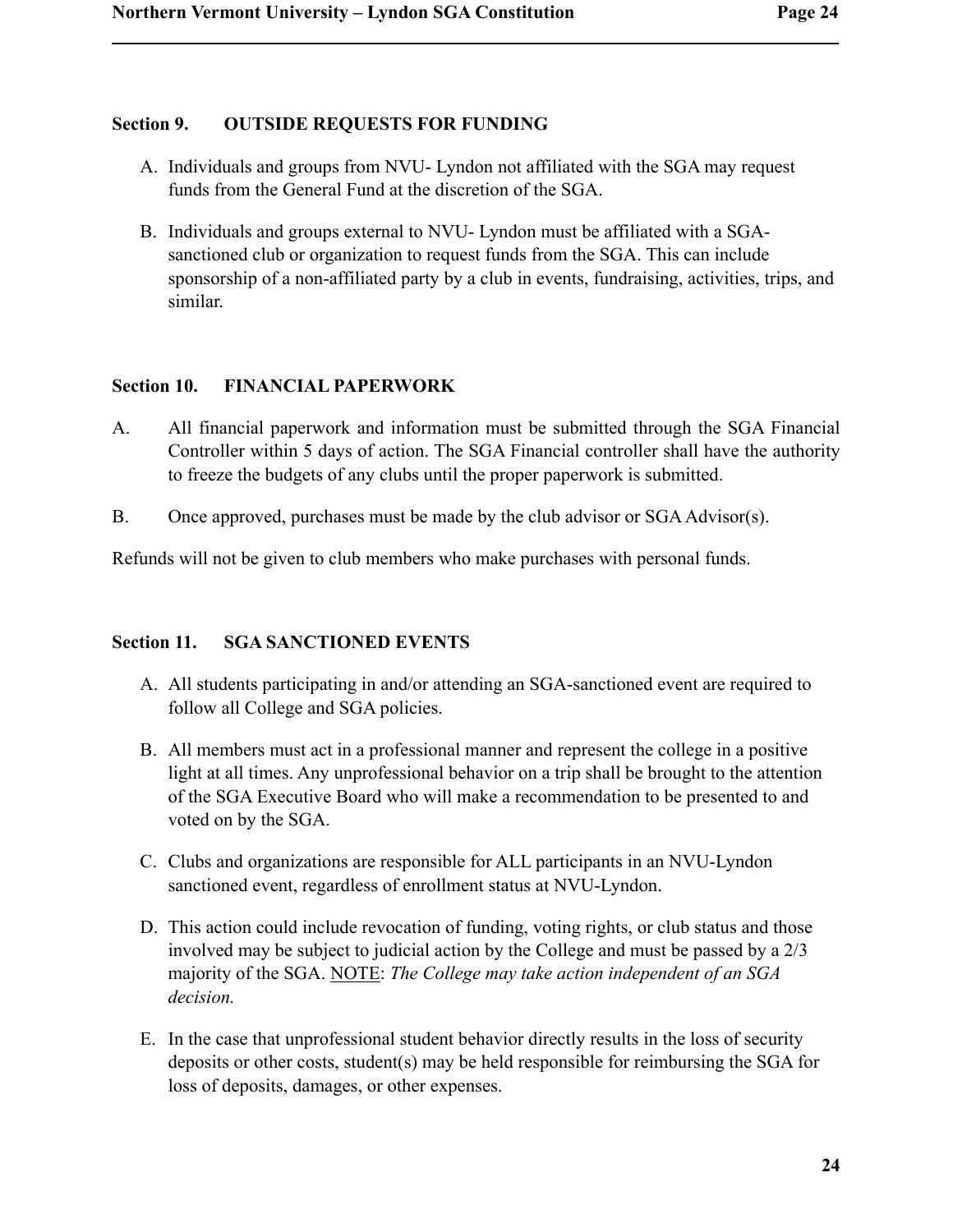### Section 9. OUTSIDE REQUESTS FOR FUNDING

A. Individuals and groups from NVU- Lyndon not affiliated with the SGA may request funds from the General Fund at the discretion of the SGA.

B. Individuals and groups external to NVU- Lyndon must be affiliated with a SGA-sanctioned club or organization to request funds from the SGA. This can include sponsorship of a non-affiliated party by a club in events, fundraising, activities, trips, and similar.

### Section 10. FINANCIAL PAPERWORK

A. All financial paperwork and information must be submitted through the SGA Financial Controller within 5 days of action. The SGA Financial controller shall have the authority to freeze the budgets of any clubs until the proper paperwork is submitted.

B. Once approved, purchases must be made by the club advisor or SGA Advisor(s).

Refunds will not be given to club members who make purchases with personal funds.

### Section 11. SGA SANCTIONED EVENTS

A. All students participating in and/or attending an SGA-sanctioned event are required to follow all College and SGA policies.

B. All members must act in a professional manner and represent the college in a positive light at all times. Any unprofessional behavior on a trip shall be brought to the attention of the SGA Executive Board who will make a recommendation to be presented to and voted on by the SGA.

C. Clubs and organizations are responsible for ALL participants in an NVU-Lyndon sanctioned event, regardless of enrollment status at NVU-Lyndon.

D. This action could include revocation of funding, voting rights, or club status and those involved may be subject to judicial action by the College and must be passed by a 2/3 majority of the SGA. <u>NOTE</u>: *The College may take action independent of an SGA decision.*

E. In the case that unprofessional student behavior directly results in the loss of security deposits or other costs, student(s) may be held responsible for reimbursing the SGA for loss of deposits, damages, or other expenses.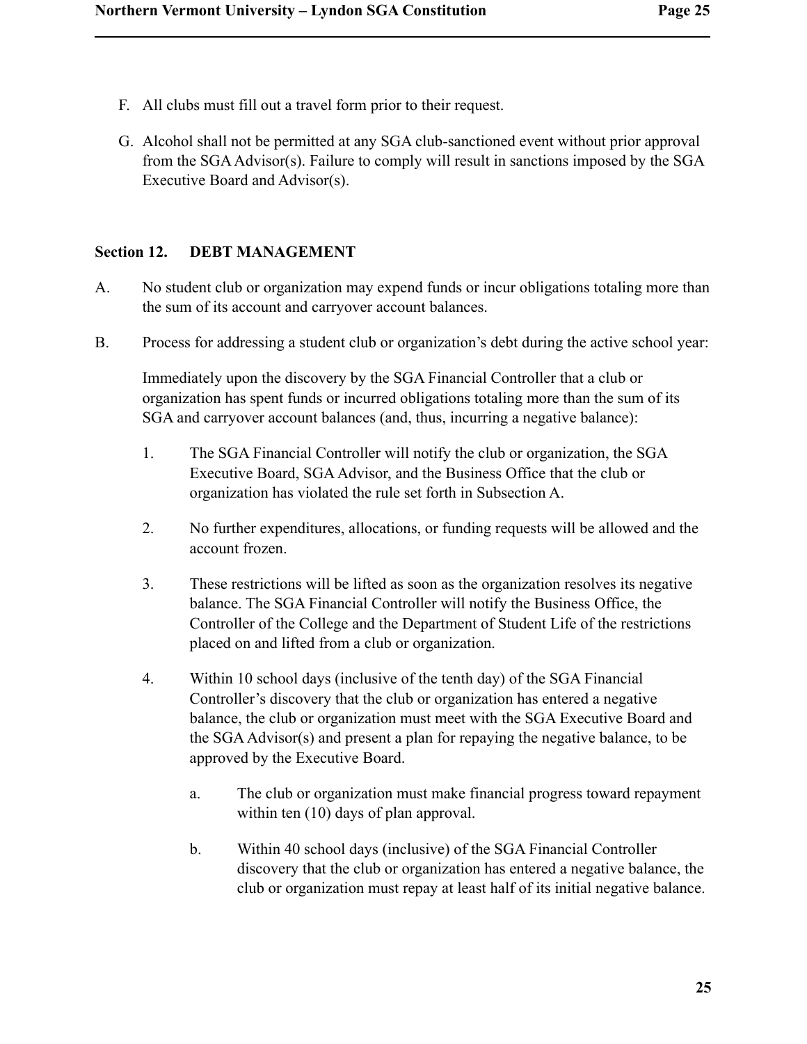F. All clubs must fill out a travel form prior to their request.

G. Alcohol shall not be permitted at any SGA club-sanctioned event without prior approval from the SGA Advisor(s). Failure to comply will result in sanctions imposed by the SGA Executive Board and Advisor(s).

## Section 12. DEBT MANAGEMENT

A. No student club or organization may expend funds or incur obligations totaling more than the sum of its account and carryover account balances.

B. Process for addressing a student club or organization's debt during the active school year:

Immediately upon the discovery by the SGA Financial Controller that a club or organization has spent funds or incurred obligations totaling more than the sum of its SGA and carryover account balances (and, thus, incurring a negative balance):

1. The SGA Financial Controller will notify the club or organization, the SGA Executive Board, SGA Advisor, and the Business Office that the club or organization has violated the rule set forth in Subsection A.

2. No further expenditures, allocations, or funding requests will be allowed and the account frozen.

3. These restrictions will be lifted as soon as the organization resolves its negative balance. The SGA Financial Controller will notify the Business Office, the Controller of the College and the Department of Student Life of the restrictions placed on and lifted from a club or organization.

4. Within 10 school days (inclusive of the tenth day) of the SGA Financial Controller's discovery that the club or organization has entered a negative balance, the club or organization must meet with the SGA Executive Board and the SGA Advisor(s) and present a plan for repaying the negative balance, to be approved by the Executive Board.

    a. The club or organization must make financial progress toward repayment within ten (10) days of plan approval.

    b. Within 40 school days (inclusive) of the SGA Financial Controller discovery that the club or organization has entered a negative balance, the club or organization must repay at least half of its initial negative balance.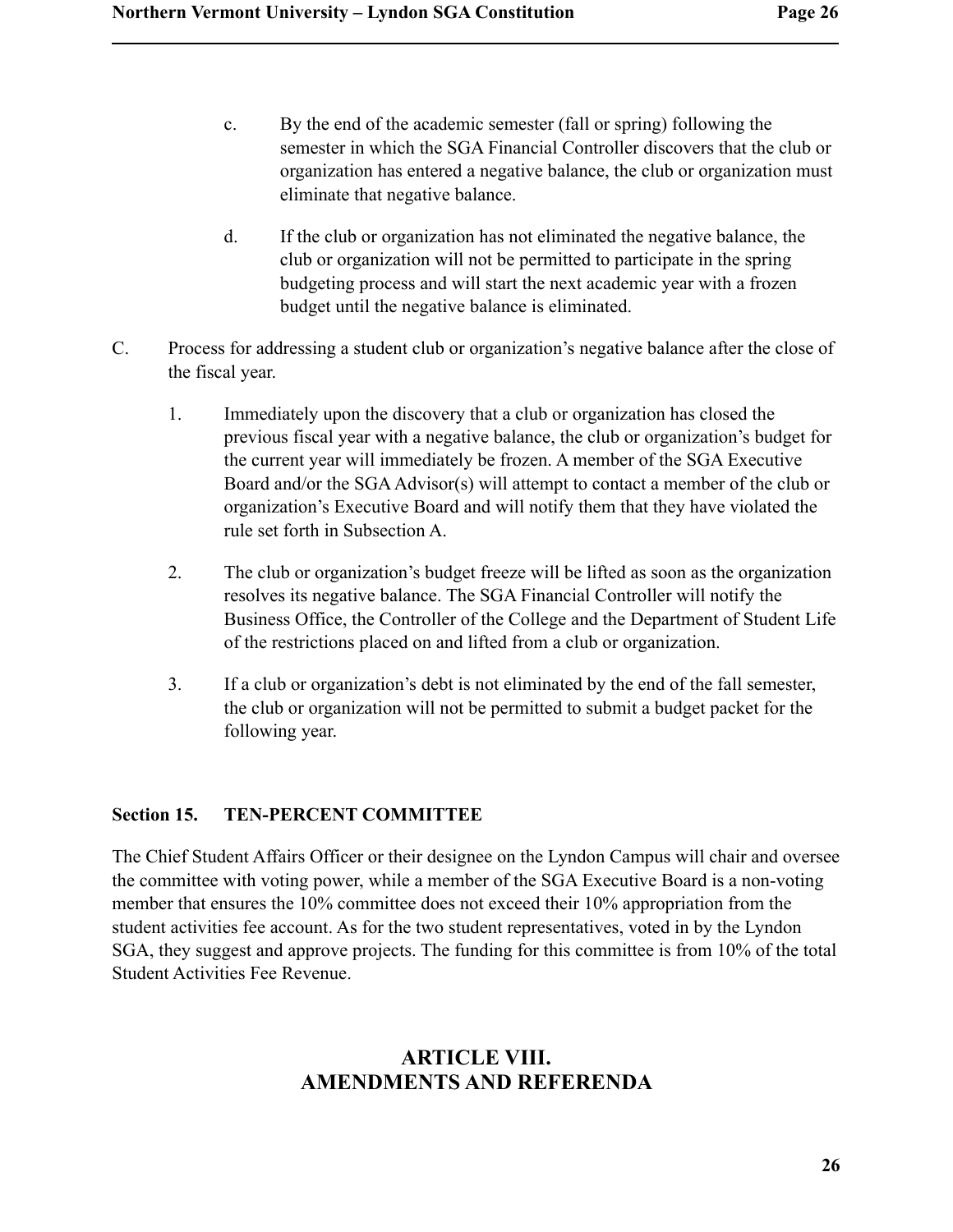c. By the end of the academic semester (fall or spring) following the semester in which the SGA Financial Controller discovers that the club or organization has entered a negative balance, the club or organization must eliminate that negative balance.

d. If the club or organization has not eliminated the negative balance, the club or organization will not be permitted to participate in the spring budgeting process and will start the next academic year with a frozen budget until the negative balance is eliminated.

C. Process for addressing a student club or organization's negative balance after the close of the fiscal year.

1. Immediately upon the discovery that a club or organization has closed the previous fiscal year with a negative balance, the club or organization's budget for the current year will immediately be frozen. A member of the SGA Executive Board and/or the SGA Advisor(s) will attempt to contact a member of the club or organization's Executive Board and will notify them that they have violated the rule set forth in Subsection A.

2. The club or organization's budget freeze will be lifted as soon as the organization resolves its negative balance. The SGA Financial Controller will notify the Business Office, the Controller of the College and the Department of Student Life of the restrictions placed on and lifted from a club or organization.

3. If a club or organization's debt is not eliminated by the end of the fall semester, the club or organization will not be permitted to submit a budget packet for the following year.

**Section 15. TEN-PERCENT COMMITTEE**

The Chief Student Affairs Officer or their designee on the Lyndon Campus will chair and oversee the committee with voting power, while a member of the SGA Executive Board is a non-voting member that ensures the 10% committee does not exceed their 10% appropriation from the student activities fee account. As for the two student representatives, voted in by the Lyndon SGA, they suggest and approve projects. The funding for this committee is from 10% of the total Student Activities Fee Revenue.

## ARTICLE VIII.
## AMENDMENTS AND REFERENDA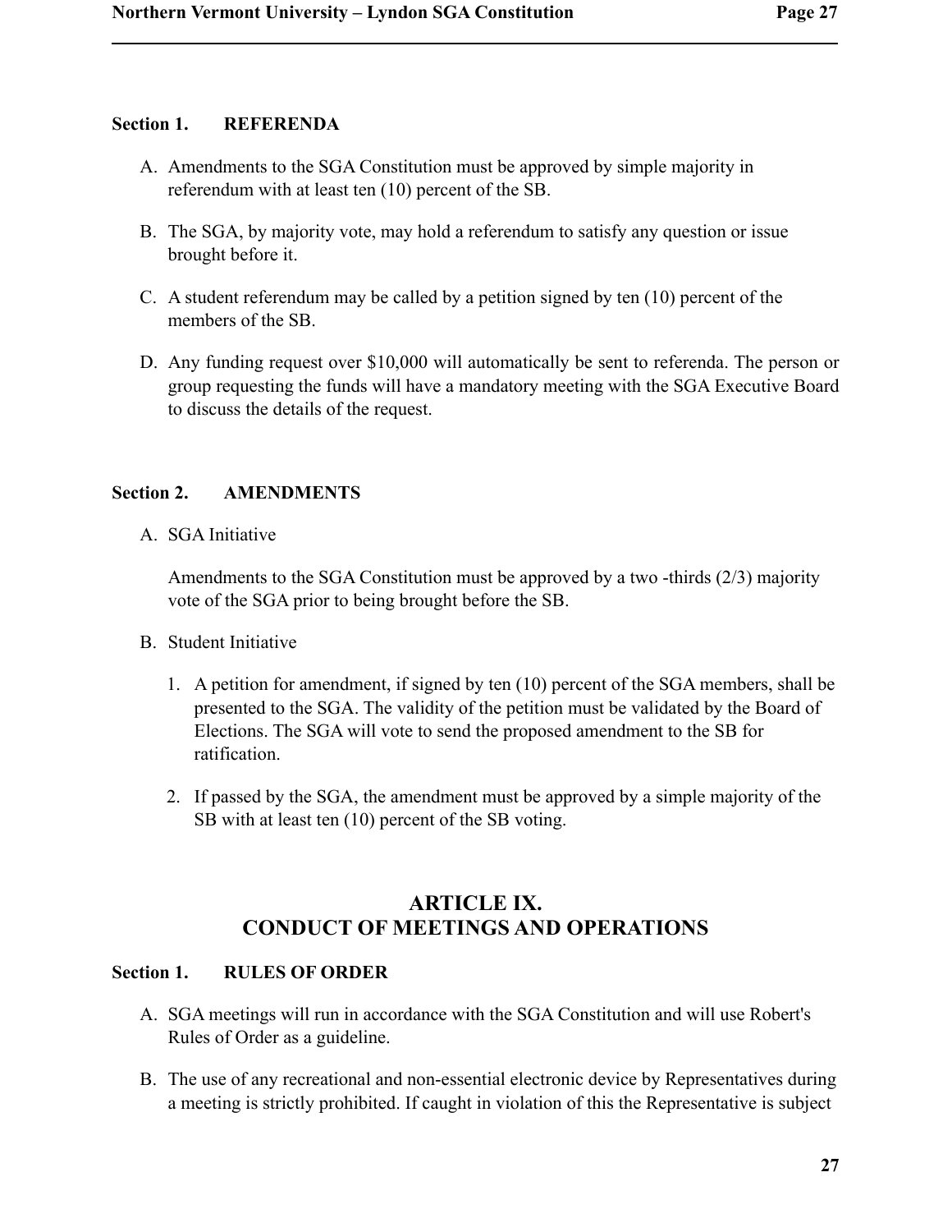**Section 1. REFERENDA**

A. Amendments to the SGA Constitution must be approved by simple majority in referendum with at least ten (10) percent of the SB.

B. The SGA, by majority vote, may hold a referendum to satisfy any question or issue brought before it.

C. A student referendum may be called by a petition signed by ten (10) percent of the members of the SB.

D. Any funding request over $10,000 will automatically be sent to referenda. The person or group requesting the funds will have a mandatory meeting with the SGA Executive Board to discuss the details of the request.

**Section 2. AMENDMENTS**

A. SGA Initiative

   Amendments to the SGA Constitution must be approved by a two -thirds (2/3) majority vote of the SGA prior to being brought before the SB.

B. Student Initiative

   1. A petition for amendment, if signed by ten (10) percent of the SGA members, shall be presented to the SGA. The validity of the petition must be validated by the Board of Elections. The SGA will vote to send the proposed amendment to the SB for ratification.

   2. If passed by the SGA, the amendment must be approved by a simple majority of the SB with at least ten (10) percent of the SB voting.

## ARTICLE IX. CONDUCT OF MEETINGS AND OPERATIONS

**Section 1. RULES OF ORDER**

A. SGA meetings will run in accordance with the SGA Constitution and will use Robert's Rules of Order as a guideline.

B. The use of any recreational and non-essential electronic device by Representatives during a meeting is strictly prohibited. If caught in violation of this the Representative is subject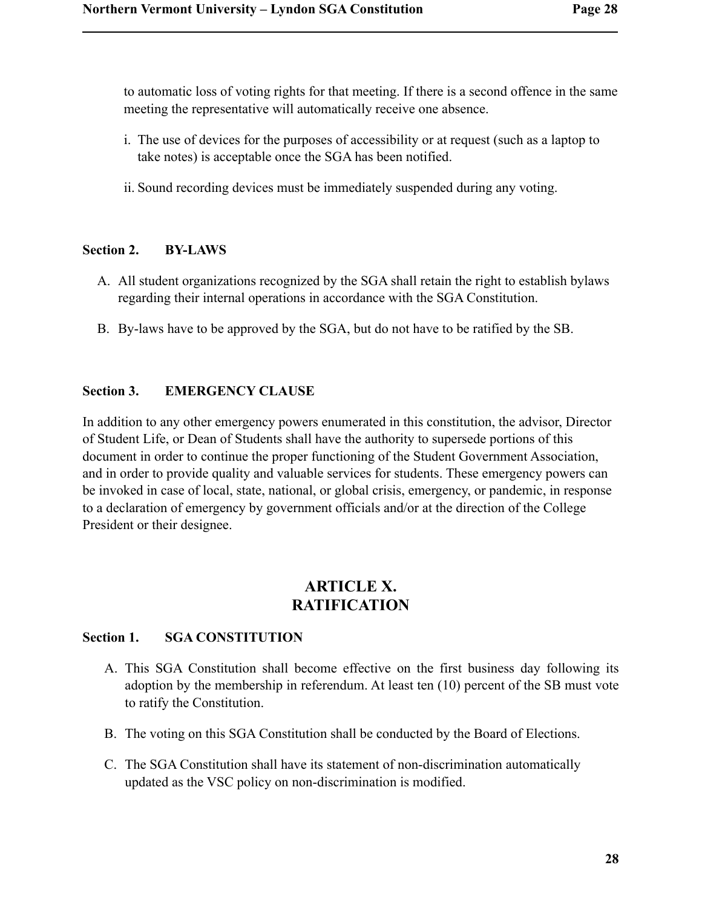to automatic loss of voting rights for that meeting. If there is a second offence in the same meeting the representative will automatically receive one absence.

i. The use of devices for the purposes of accessibility or at request (such as a laptop to take notes) is acceptable once the SGA has been notified.

ii. Sound recording devices must be immediately suspended during any voting.

### Section 2. BY-LAWS

A. All student organizations recognized by the SGA shall retain the right to establish bylaws regarding their internal operations in accordance with the SGA Constitution.

B. By-laws have to be approved by the SGA, but do not have to be ratified by the SB.

### Section 3. EMERGENCY CLAUSE

In addition to any other emergency powers enumerated in this constitution, the advisor, Director of Student Life, or Dean of Students shall have the authority to supersede portions of this document in order to continue the proper functioning of the Student Government Association, and in order to provide quality and valuable services for students. These emergency powers can be invoked in case of local, state, national, or global crisis, emergency, or pandemic, in response to a declaration of emergency by government officials and/or at the direction of the College President or their designee.

## ARTICLE X. RATIFICATION

### Section 1. SGA CONSTITUTION

A. This SGA Constitution shall become effective on the first business day following its adoption by the membership in referendum. At least ten (10) percent of the SB must vote to ratify the Constitution.

B. The voting on this SGA Constitution shall be conducted by the Board of Elections.

C. The SGA Constitution shall have its statement of non-discrimination automatically updated as the VSC policy on non-discrimination is modified.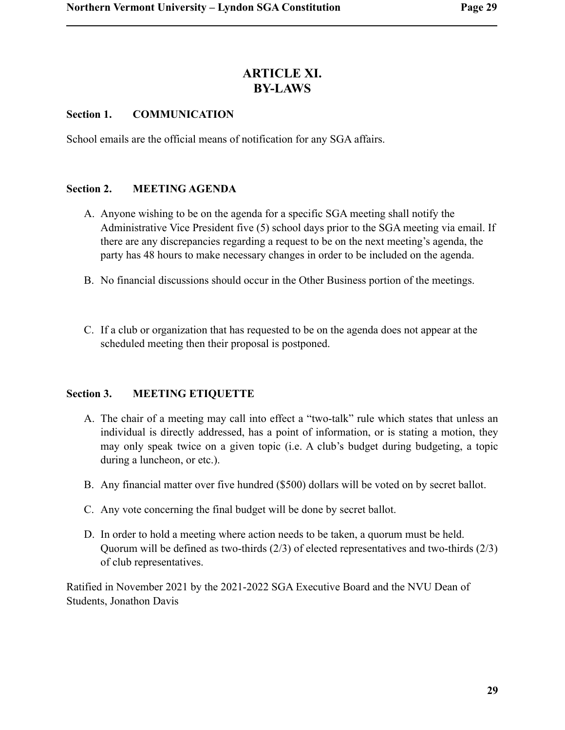# ARTICLE XI.
# BY-LAWS

**Section 1. COMMUNICATION**

School emails are the official means of notification for any SGA affairs.

**Section 2. MEETING AGENDA**

A. Anyone wishing to be on the agenda for a specific SGA meeting shall notify the Administrative Vice President five (5) school days prior to the SGA meeting via email. If there are any discrepancies regarding a request to be on the next meeting's agenda, the party has 48 hours to make necessary changes in order to be included on the agenda.

B. No financial discussions should occur in the Other Business portion of the meetings.

C. If a club or organization that has requested to be on the agenda does not appear at the scheduled meeting then their proposal is postponed.

**Section 3. MEETING ETIQUETTE**

A. The chair of a meeting may call into effect a "two-talk" rule which states that unless an individual is directly addressed, has a point of information, or is stating a motion, they may only speak twice on a given topic (i.e. A club's budget during budgeting, a topic during a luncheon, or etc.).

B. Any financial matter over five hundred ($500) dollars will be voted on by secret ballot.

C. Any vote concerning the final budget will be done by secret ballot.

D. In order to hold a meeting where action needs to be taken, a quorum must be held. Quorum will be defined as two-thirds (2/3) of elected representatives and two-thirds (2/3) of club representatives.

Ratified in November 2021 by the 2021-2022 SGA Executive Board and the NVU Dean of Students, Jonathon Davis